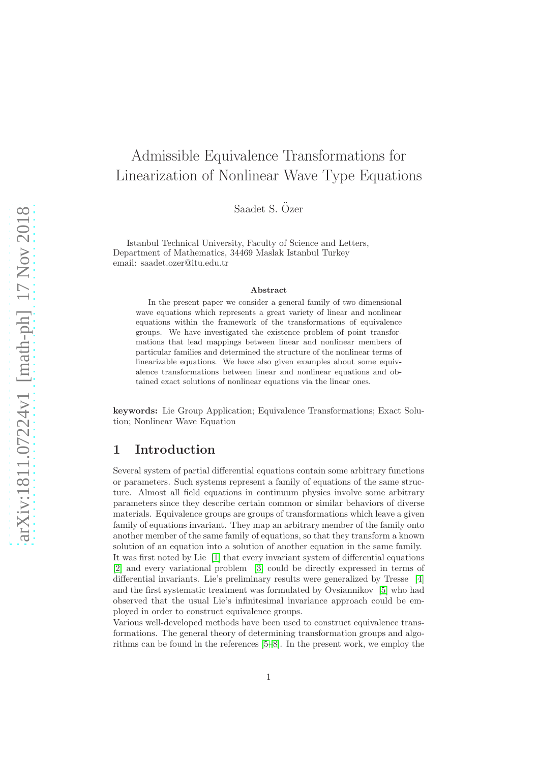# Admissible Equivalence Transformations for Linearization of Nonlinear Wave Type Equations

Saadet S. Özer

Istanbul Technical University, Faculty of Science and Letters,
Department of Mathematics, 34469 Maslak Istanbul Turkey
email: saadet.ozer@itu.edu.tr

### Abstract

In the present paper we consider a general family of two dimensional wave equations which represents a great variety of linear and nonlinear equations within the framework of the transformations of equivalence groups. We have investigated the existence problem of point transformations that lead mappings between linear and nonlinear members of particular families and determined the structure of the nonlinear terms of linearizable equations. We have also given examples about some equivalence transformations between linear and nonlinear equations and obtained exact solutions of nonlinear equations via the linear ones.

**keywords:** Lie Group Application; Equivalence Transformations; Exact Solution; Nonlinear Wave Equation

## 1 Introduction

Several system of partial differential equations contain some arbitrary functions or parameters. Such systems represent a family of equations of the same structure. Almost all field equations in continuum physics involve some arbitrary parameters since they describe certain common or similar behaviors of diverse materials. Equivalence groups are groups of transformations which leave a given family of equations invariant. They map an arbitrary member of the family onto another member of the same family of equations, so that they transform a known solution of an equation into a solution of another equation in the same family. It was first noted by Lie [1] that every invariant system of differential equations [2] and every variational problem [3] could be directly expressed in terms of differential invariants. Lie's preliminary results were generalized by Tresse [4] and the first systematic treatment was formulated by Ovsiannikov [5] who had observed that the usual Lie's infinitesimal invariance approach could be employed in order to construct equivalence groups.

Various well-developed methods have been used to construct equivalence transformations. The general theory of determining transformation groups and algorithms can be found in the references [5-8]. In the present work, we employ the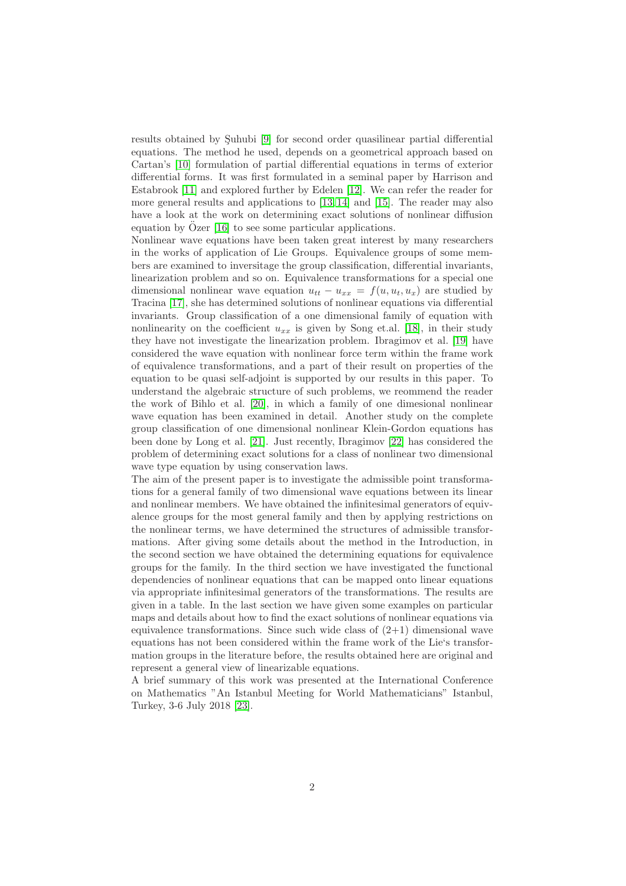results obtained by Şuhubi [9] for second order quasilinear partial differential equations. The method he used, depends on a geometrical approach based on Cartan's [10] formulation of partial differential equations in terms of exterior differential forms. It was first formulated in a seminal paper by Harrison and Estabrook [11] and explored further by Edelen [12]. We can refer the reader for more general results and applications to [13, 14] and [15]. The reader may also have a look at the work on determining exact solutions of nonlinear diffusion equation by Özer [16] to see some particular applications.

Nonlinear wave equations have been taken great interest by many researchers in the works of application of Lie Groups. Equivalence groups of some members are examined to inversitage the group classification, differential invariants, linearization problem and so on. Equivalence transformations for a special one dimensional nonlinear wave equation $u_{tt} - u_{xx} = f(u, u_t, u_x)$ are studied by Tracina [17], she has determined solutions of nonlinear equations via differential invariants. Group classification of a one dimensional family of equation with nonlinearity on the coefficient $u_{xx}$ is given by Song et.al. [18], in their study they have not investigate the linearization problem. Ibragimov et al. [19] have considered the wave equation with nonlinear force term within the frame work of equivalence transformations, and a part of their result on properties of the equation to be quasi self-adjoint is supported by our results in this paper. To understand the algebraic structure of such problems, we reommend the reader the work of Bihlo et al. [20], in which a family of one dimesional nonlinear wave equation has been examined in detail. Another study on the complete group classification of one dimensional nonlinear Klein-Gordon equations has been done by Long et al. [21]. Just recently, Ibragimov [22] has considered the problem of determining exact solutions for a class of nonlinear two dimensional wave type equation by using conservation laws.

The aim of the present paper is to investigate the admissible point transformations for a general family of two dimensional wave equations between its linear and nonlinear members. We have obtained the infinitesimal generators of equivalence groups for the most general family and then by applying restrictions on the nonlinear terms, we have determined the structures of admissible transformations. After giving some details about the method in the Introduction, in the second section we have obtained the determining equations for equivalence groups for the family. In the third section we have investigated the functional dependencies of nonlinear equations that can be mapped onto linear equations via appropriate infinitesimal generators of the transformations. The results are given in a table. In the last section we have given some examples on particular maps and details about how to find the exact solutions of nonlinear equations via equivalence transformations. Since such wide class of (2+1) dimensional wave equations has not been considered within the frame work of the Lie's transformation groups in the literature before, the results obtained here are original and represent a general view of linearizable equations.

A brief summary of this work was presented at the International Conference on Mathematics "An Istanbul Meeting for World Mathematicians" Istanbul, Turkey, 3-6 July 2018 [23].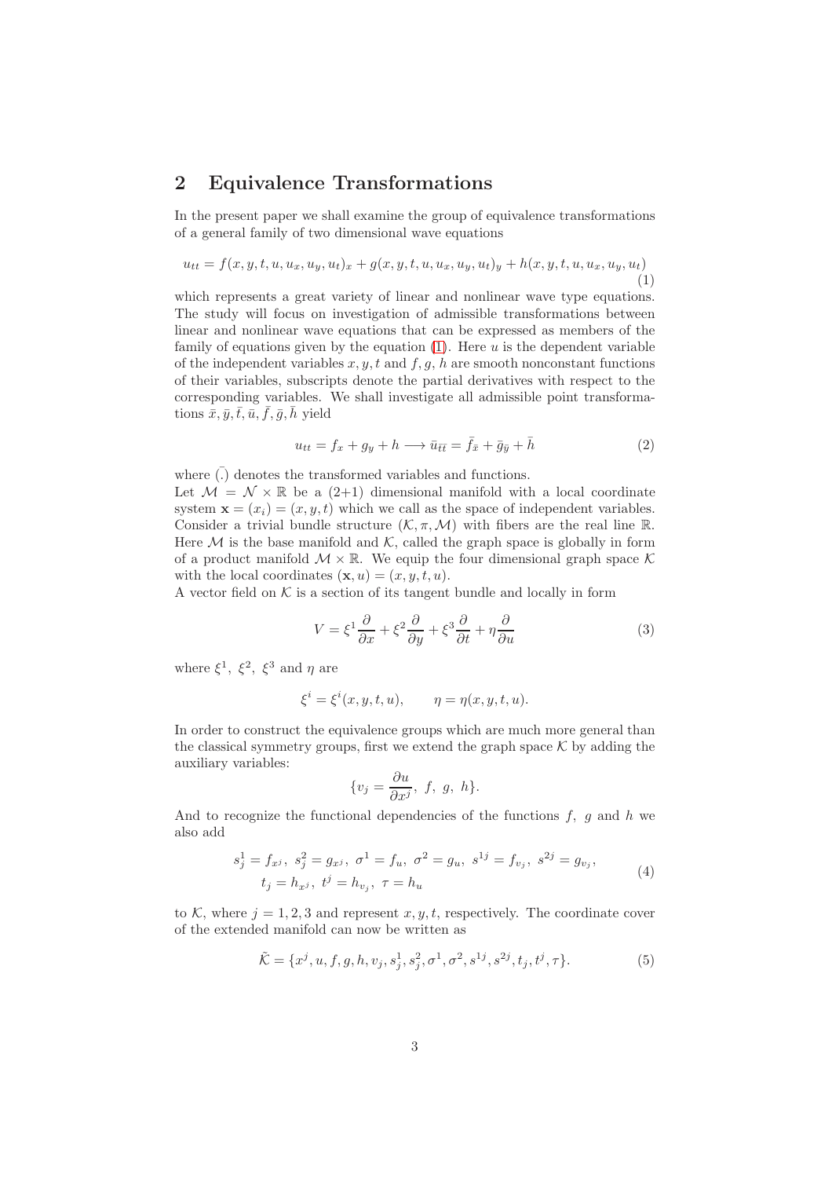## 2 Equivalence Transformations

In the present paper we shall examine the group of equivalence transformations of a general family of two dimensional wave equations

$$u_{tt} = f(x,y,t,u,u_x,u_y,u_t)_x + g(x,y,t,u,u_x,u_y,u_t)_y + h(x,y,t,u,u_x,u_y,u_t) \tag{1}$$

which represents a great variety of linear and nonlinear wave type equations. The study will focus on investigation of admissible transformations between linear and nonlinear wave equations that can be expressed as members of the family of equations given by the equation (1). Here $u$ is the dependent variable of the independent variables $x, y, t$ and $f, g, h$ are smooth nonconstant functions of their variables, subscripts denote the partial derivatives with respect to the corresponding variables. We shall investigate all admissible point transformations $\bar{x}, \bar{y}, \bar{t}, \bar{u}, \bar{f}, \bar{g}, \bar{h}$ yield

$$u_{tt} = f_x + g_y + h \longrightarrow \bar{u}_{\bar{t}\bar{t}} = \bar{f}_{\bar{x}} + \bar{g}_{\bar{y}} + \bar{h} \tag{2}$$

where $\bar{(.)}$ denotes the transformed variables and functions.

Let $\mathcal{M} = \mathcal{N} \times \mathbb{R}$ be a (2+1) dimensional manifold with a local coordinate system $\mathbf{x} = (x_i) = (x, y, t)$ which we call as the space of independent variables. Consider a trivial bundle structure $(\mathcal{K}, \pi, \mathcal{M})$ with fibers are the real line $\mathbb{R}$. Here $\mathcal{M}$ is the base manifold and $\mathcal{K}$, called the graph space is globally in form of a product manifold $\mathcal{M} \times \mathbb{R}$. We equip the four dimensional graph space $\mathcal{K}$ with the local coordinates $(\mathbf{x}, u) = (x, y, t, u)$.

A vector field on $\mathcal{K}$ is a section of its tangent bundle and locally in form

$$V = \xi^1 \frac{\partial}{\partial x} + \xi^2 \frac{\partial}{\partial y} + \xi^3 \frac{\partial}{\partial t} + \eta \frac{\partial}{\partial u} \tag{3}$$

where $\xi^1$, $\xi^2$, $\xi^3$ and $\eta$ are

$$\xi^i = \xi^i(x,y,t,u), \qquad \eta = \eta(x,y,t,u).$$

In order to construct the equivalence groups which are much more general than the classical symmetry groups, first we extend the graph space $\mathcal{K}$ by adding the auxiliary variables:

$$\{v_j = \frac{\partial u}{\partial x^j},\ f,\ g,\ h\}.$$

And to recognize the functional dependencies of the functions $f$, $g$ and $h$ we also add

$$\begin{gathered} s^1_j = f_{x^j},\ s^2_j = g_{x^j},\ \sigma^1 = f_u,\ \sigma^2 = g_u,\ s^{1j} = f_{v_j},\ s^{2j} = g_{v_j}, \\ t_j = h_{x^j},\ t^j = h_{v_j},\ \tau = h_u \end{gathered} \tag{4}$$

to $\mathcal{K}$, where $j = 1, 2, 3$ and represent $x, y, t$, respectively. The coordinate cover of the extended manifold can now be written as

$$\tilde{\mathcal{K}} = \{x^j, u, f, g, h, v_j, s^1_j, s^2_j, \sigma^1, \sigma^2, s^{1j}, s^{2j}, t_j, t^j, \tau\}. \tag{5}$$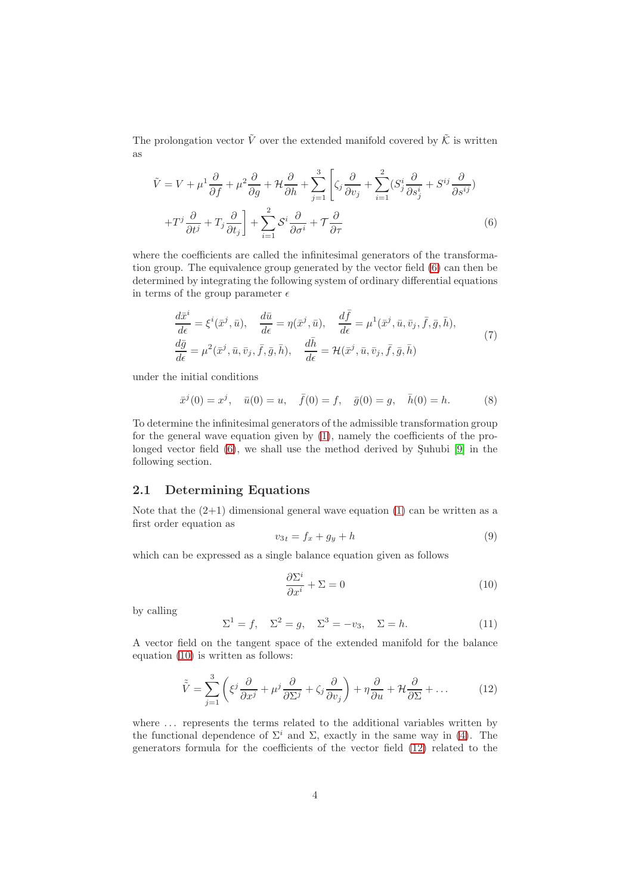The prolongation vector $\tilde{V}$ over the extended manifold covered by $\tilde{\mathcal{K}}$ is written as

$$
\begin{aligned}
\tilde{V} = V + \mu^1 \frac{\partial}{\partial f} + \mu^2 \frac{\partial}{\partial g} + \mathcal{H} \frac{\partial}{\partial h} + \sum_{j=1}^{3} \Bigg[ \zeta_j \frac{\partial}{\partial v_j} + \sum_{i=1}^{2} (S^i_j \frac{\partial}{\partial s^i_j} + S^{ij} \frac{\partial}{\partial s^{ij}}) \\
+ T^j \frac{\partial}{\partial t^j} + T_j \frac{\partial}{\partial t_j} \Bigg] + \sum_{i=1}^{2} \mathcal{S}^i \frac{\partial}{\partial \sigma^i} + \mathcal{T} \frac{\partial}{\partial \tau}
\end{aligned}
\tag{6}
$$

where the coefficients are called the infinitesimal generators of the transformation group. The equivalence group generated by the vector field (6) can then be determined by integrating the following system of ordinary differential equations in terms of the group parameter $\epsilon$

$$
\begin{aligned}
&\frac{d\bar{x}^i}{d\epsilon} = \xi^i(\bar{x}^j, \bar{u}), \quad \frac{d\bar{u}}{d\epsilon} = \eta(\bar{x}^j, \bar{u}), \quad \frac{d\bar{f}}{d\epsilon} = \mu^1(\bar{x}^j, \bar{u}, \bar{v}_j, \bar{f}, \bar{g}, \bar{h}), \\
&\frac{d\bar{g}}{d\epsilon} = \mu^2(\bar{x}^j, \bar{u}, \bar{v}_j, \bar{f}, \bar{g}, \bar{h}), \quad \frac{d\bar{h}}{d\epsilon} = \mathcal{H}(\bar{x}^j, \bar{u}, \bar{v}_j, \bar{f}, \bar{g}, \bar{h})
\end{aligned}
\tag{7}
$$

under the initial conditions

$$
\bar{x}^j(0) = x^j, \quad \bar{u}(0) = u, \quad \bar{f}(0) = f, \quad \bar{g}(0) = g, \quad \bar{h}(0) = h. \tag{8}
$$

To determine the infinitesimal generators of the admissible transformation group for the general wave equation given by (1), namely the coefficients of the prolonged vector field (6), we shall use the method derived by Şuhubi [9] in the following section.

## 2.1 Determining Equations

Note that the (2+1) dimensional general wave equation (1) can be written as a first order equation as

$$
v_{3t} = f_x + g_y + h \tag{9}
$$

which can be expressed as a single balance equation given as follows

$$
\frac{\partial \Sigma^i}{\partial x^i} + \Sigma = 0 \tag{10}
$$

by calling

$$
\Sigma^1 = f, \quad \Sigma^2 = g, \quad \Sigma^3 = -v_3, \quad \Sigma = h. \tag{11}
$$

A vector field on the tangent space of the extended manifold for the balance equation (10) is written as follows:

$$
\tilde{\tilde{V}} = \sum_{j=1}^{3} \left( \xi^j \frac{\partial}{\partial x^j} + \mu^j \frac{\partial}{\partial \Sigma^j} + \zeta_j \frac{\partial}{\partial v_j} \right) + \eta \frac{\partial}{\partial u} + \mathcal{H} \frac{\partial}{\partial \Sigma} + \ldots \tag{12}
$$

where $\ldots$ represents the terms related to the additional variables written by the functional dependence of $\Sigma^i$ and $\Sigma$, exactly in the same way in (4). The generators formula for the coefficients of the vector field (12) related to the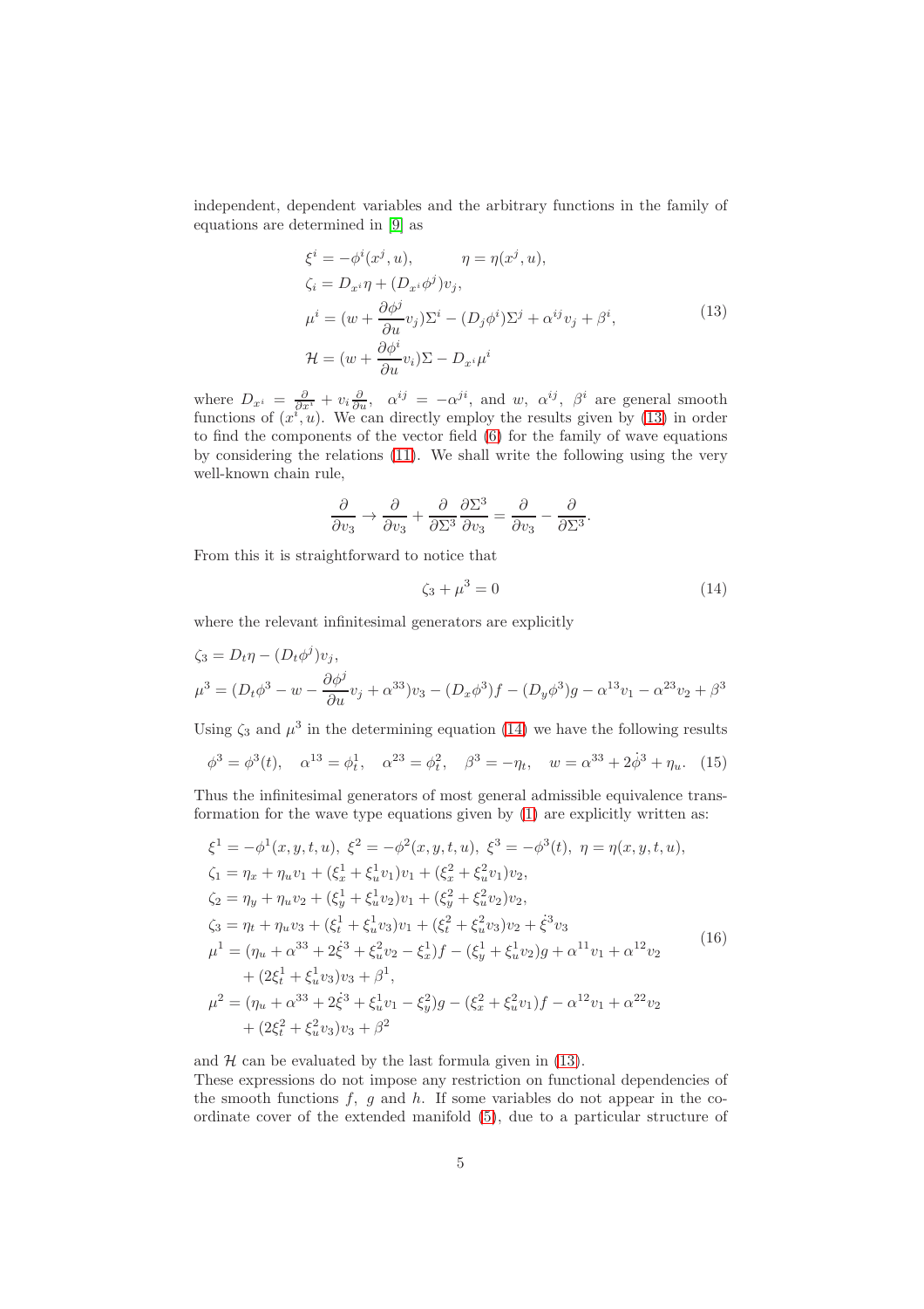independent, dependent variables and the arbitrary functions in the family of equations are determined in [9] as

$$
\begin{aligned}
&\xi^i = -\phi^i(x^j, u), \qquad\qquad \eta = \eta(x^j, u),\\
&\zeta_i = D_{x^i}\eta + (D_{x^i}\phi^j)v_j,\\
&\mu^i = (w + \frac{\partial \phi^j}{\partial u}v_j)\Sigma^i - (D_j\phi^i)\Sigma^j + \alpha^{ij}v_j + \beta^i,\\
&\mathcal{H} = (w + \frac{\partial \phi^i}{\partial u}v_i)\Sigma - D_{x^i}\mu^i
\end{aligned}
\tag{13}
$$

where $D_{x^i} = \frac{\partial}{\partial x^i} + v_i\frac{\partial}{\partial u}$, $\alpha^{ij} = -\alpha^{ji}$, and $w$, $\alpha^{ij}$, $\beta^i$ are general smooth functions of $(x^i, u)$. We can directly employ the results given by (13) in order to find the components of the vector field (6) for the family of wave equations by considering the relations (11). We shall write the following using the very well-known chain rule,

$$
\frac{\partial}{\partial v_3} \to \frac{\partial}{\partial v_3} + \frac{\partial}{\partial \Sigma^3}\frac{\partial \Sigma^3}{\partial v_3} = \frac{\partial}{\partial v_3} - \frac{\partial}{\partial \Sigma^3}.
$$

From this it is straightforward to notice that

$$
\zeta_3 + \mu^3 = 0 \tag{14}
$$

where the relevant infinitesimal generators are explicitly

$$
\begin{aligned}
&\zeta_3 = D_t\eta - (D_t\phi^j)v_j,\\
&\mu^3 = (D_t\phi^3 - w - \frac{\partial \phi^j}{\partial u}v_j + \alpha^{33})v_3 - (D_x\phi^3)f - (D_y\phi^3)g - \alpha^{13}v_1 - \alpha^{23}v_2 + \beta^3
\end{aligned}
$$

Using $\zeta_3$ and $\mu^3$ in the determining equation (14) we have the following results

$$
\phi^3 = \phi^3(t), \quad \alpha^{13} = \phi^1_t, \quad \alpha^{23} = \phi^2_t, \quad \beta^3 = -\eta_t, \quad w = \alpha^{33} + 2\dot{\phi}^3 + \eta_u. \tag{15}
$$

Thus the infinitesimal generators of most general admissible equivalence transformation for the wave type equations given by (1) are explicitly written as:

$$
\begin{aligned}
&\xi^1 = -\phi^1(x, y, t, u),\ \xi^2 = -\phi^2(x, y, t, u),\ \xi^3 = -\phi^3(t),\ \eta = \eta(x, y, t, u),\\
&\zeta_1 = \eta_x + \eta_u v_1 + (\xi^1_x + \xi^1_u v_1)v_1 + (\xi^2_x + \xi^2_u v_1)v_2,\\
&\zeta_2 = \eta_y + \eta_u v_2 + (\xi^1_y + \xi^1_u v_2)v_1 + (\xi^2_y + \xi^2_u v_2)v_2,\\
&\zeta_3 = \eta_t + \eta_u v_3 + (\xi^1_t + \xi^1_u v_3)v_1 + (\xi^2_t + \xi^2_u v_3)v_2 + \dot{\xi}^3 v_3\\
&\mu^1 = (\eta_u + \alpha^{33} + 2\dot{\xi}^3 + \xi^2_u v_2 - \xi^1_x)f - (\xi^1_y + \xi^1_u v_2)g + \alpha^{11}v_1 + \alpha^{12}v_2\\
&\quad + (2\xi^1_t + \xi^1_u v_3)v_3 + \beta^1,\\
&\mu^2 = (\eta_u + \alpha^{33} + 2\dot{\xi}^3 + \xi^1_u v_1 - \xi^2_y)g - (\xi^2_x + \xi^2_u v_1)f - \alpha^{12}v_1 + \alpha^{22}v_2\\
&\quad + (2\xi^2_t + \xi^2_u v_3)v_3 + \beta^2
\end{aligned}
\tag{16}
$$

and $\mathcal{H}$ can be evaluated by the last formula given in (13).

These expressions do not impose any restriction on functional dependencies of the smooth functions $f$, $g$ and $h$. If some variables do not appear in the coordinate cover of the extended manifold (5), due to a particular structure of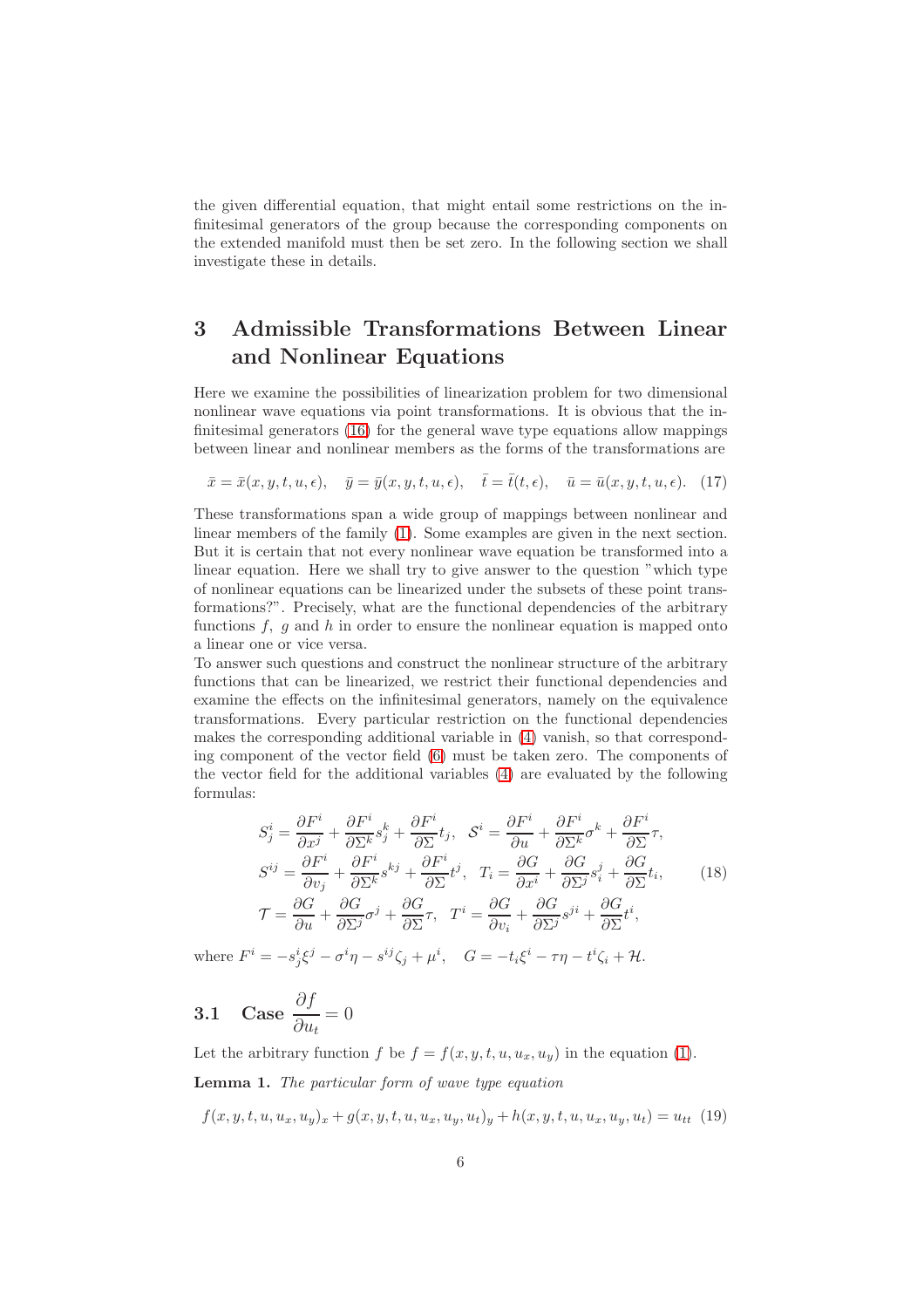the given differential equation, that might entail some restrictions on the infinitesimal generators of the group because the corresponding components on the extended manifold must then be set zero. In the following section we shall investigate these in details.

## 3 Admissible Transformations Between Linear and Nonlinear Equations

Here we examine the possibilities of linearization problem for two dimensional nonlinear wave equations via point transformations. It is obvious that the infinitesimal generators (16) for the general wave type equations allow mappings between linear and nonlinear members as the forms of the transformations are

$$\bar{x} = \bar{x}(x, y, t, u, \epsilon), \quad \bar{y} = \bar{y}(x, y, t, u, \epsilon), \quad \bar{t} = \bar{t}(t, \epsilon), \quad \bar{u} = \bar{u}(x, y, t, u, \epsilon). \quad (17)$$

These transformations span a wide group of mappings between nonlinear and linear members of the family (1). Some examples are given in the next section. But it is certain that not every nonlinear wave equation be transformed into a linear equation. Here we shall try to give answer to the question "which type of nonlinear equations can be linearized under the subsets of these point transformations?". Precisely, what are the functional dependencies of the arbitrary functions $f$, $g$ and $h$ in order to ensure the nonlinear equation is mapped onto a linear one or vice versa.

To answer such questions and construct the nonlinear structure of the arbitrary functions that can be linearized, we restrict their functional dependencies and examine the effects on the infinitesimal generators, namely on the equivalence transformations. Every particular restriction on the functional dependencies makes the corresponding additional variable in (4) vanish, so that corresponding component of the vector field (6) must be taken zero. The components of the vector field for the additional variables (4) are evaluated by the following formulas:

$$\begin{aligned}
S^i_j &= \frac{\partial F^i}{\partial x^j} + \frac{\partial F^i}{\partial \Sigma^k} s^k_j + \frac{\partial F^i}{\partial \Sigma} t_j, \quad \mathcal{S}^i = \frac{\partial F^i}{\partial u} + \frac{\partial F^i}{\partial \Sigma^k} \sigma^k + \frac{\partial F^i}{\partial \Sigma} \tau, \\
S^{ij} &= \frac{\partial F^i}{\partial v_j} + \frac{\partial F^i}{\partial \Sigma^k} s^{kj} + \frac{\partial F^i}{\partial \Sigma} t^j, \quad T_i = \frac{\partial G}{\partial x^i} + \frac{\partial G}{\partial \Sigma^j} s^j_i + \frac{\partial G}{\partial \Sigma} t_i, \\
\mathcal{T} &= \frac{\partial G}{\partial u} + \frac{\partial G}{\partial \Sigma^j} \sigma^j + \frac{\partial G}{\partial \Sigma} \tau, \quad T^i = \frac{\partial G}{\partial v_i} + \frac{\partial G}{\partial \Sigma^j} s^{ji} + \frac{\partial G}{\partial \Sigma} t^i,
\end{aligned} \quad (18)$$

where $F^i = -s^i_j \xi^j - \sigma^i \eta - s^{ij} \zeta_j + \mu^i, \quad G = -t_i \xi^i - \tau \eta - t^i \zeta_i + \mathcal{H}$.

### 3.1 Case $\dfrac{\partial f}{\partial u_t} = 0$

Let the arbitrary function $f$ be $f = f(x, y, t, u, u_x, u_y)$ in the equation (1).

**Lemma 1.** *The particular form of wave type equation*

$$f(x, y, t, u, u_x, u_y)_x + g(x, y, t, u, u_x, u_y, u_t)_y + h(x, y, t, u, u_x, u_y, u_t) = u_{tt} \quad (19)$$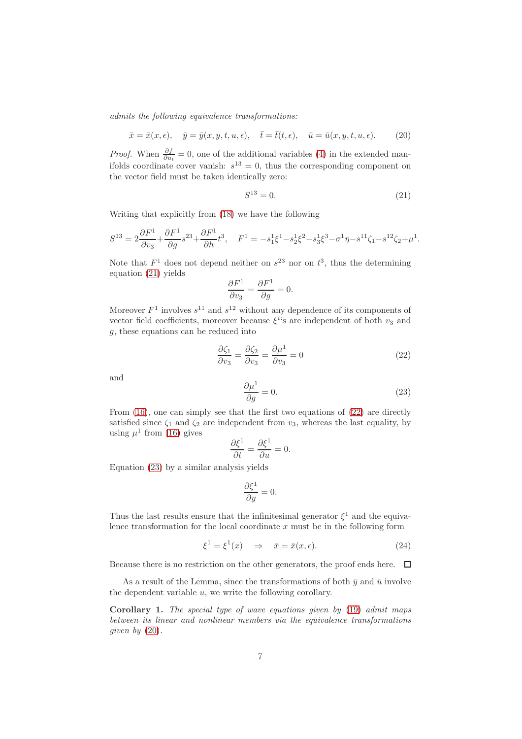*admits the following equivalence transformations:*

$$\bar{x} = \bar{x}(x, \epsilon), \quad \bar{y} = \bar{y}(x, y, t, u, \epsilon), \quad \bar{t} = \bar{t}(t, \epsilon), \quad \bar{u} = \bar{u}(x, y, t, u, \epsilon). \tag{20}$$

*Proof.* When $\frac{\partial f}{\partial u_t} = 0$, one of the additional variables (4) in the extended manifolds coordinate cover vanish: $s^{13} = 0$, thus the corresponding component on the vector field must be taken identically zero:

$$S^{13} = 0. \tag{21}$$

Writing that explicitly from (18) we have the following

$$S^{13} = 2\frac{\partial F^1}{\partial v_3} + \frac{\partial F^1}{\partial g}s^{23} + \frac{\partial F^1}{\partial h}t^3, \quad F^1 = -s_1^1\xi^1 - s_2^1\xi^2 - s_3^1\xi^3 - \sigma^1\eta - s^{11}\zeta_1 - s^{12}\zeta_2 + \mu^1.$$

Note that $F^1$ does not depend neither on $s^{23}$ nor on $t^3$, thus the determining equation (21) yields

$$\frac{\partial F^1}{\partial v_3} = \frac{\partial F^1}{\partial g} = 0.$$

Moreover $F^1$ involves $s^{11}$ and $s^{12}$ without any dependence of its components of vector field coefficients, moreover because $\xi^i$'s are independent of both $v_3$ and $g$, these equations can be reduced into

$$\frac{\partial \zeta_1}{\partial v_3} = \frac{\partial \zeta_2}{\partial v_3} = \frac{\partial \mu^1}{\partial v_3} = 0 \tag{22}$$

and

$$\frac{\partial \mu^1}{\partial g} = 0. \tag{23}$$

From (16), one can simply see that the first two equations of (22) are directly satisfied since $\zeta_1$ and $\zeta_2$ are independent from $v_3$, whereas the last equality, by using $\mu^1$ from (16) gives

$$\frac{\partial \xi^1}{\partial t} = \frac{\partial \xi^1}{\partial u} = 0.$$

Equation (23) by a similar analysis yields

$$\frac{\partial \xi^1}{\partial y} = 0.$$

Thus the last results ensure that the infinitesimal generator $\xi^1$ and the equivalence transformation for the local coordinate $x$ must be in the following form

$$\xi^1 = \xi^1(x) \quad \Rightarrow \quad \bar{x} = \bar{x}(x, \epsilon). \tag{24}$$

Because there is no restriction on the other generators, the proof ends here. □

As a result of the Lemma, since the transformations of both $\bar{y}$ and $\bar{u}$ involve the dependent variable $u$, we write the following corollary.

**Corollary 1.** *The special type of wave equations given by (19) admit maps between its linear and nonlinear members via the equivalence transformations given by (20).*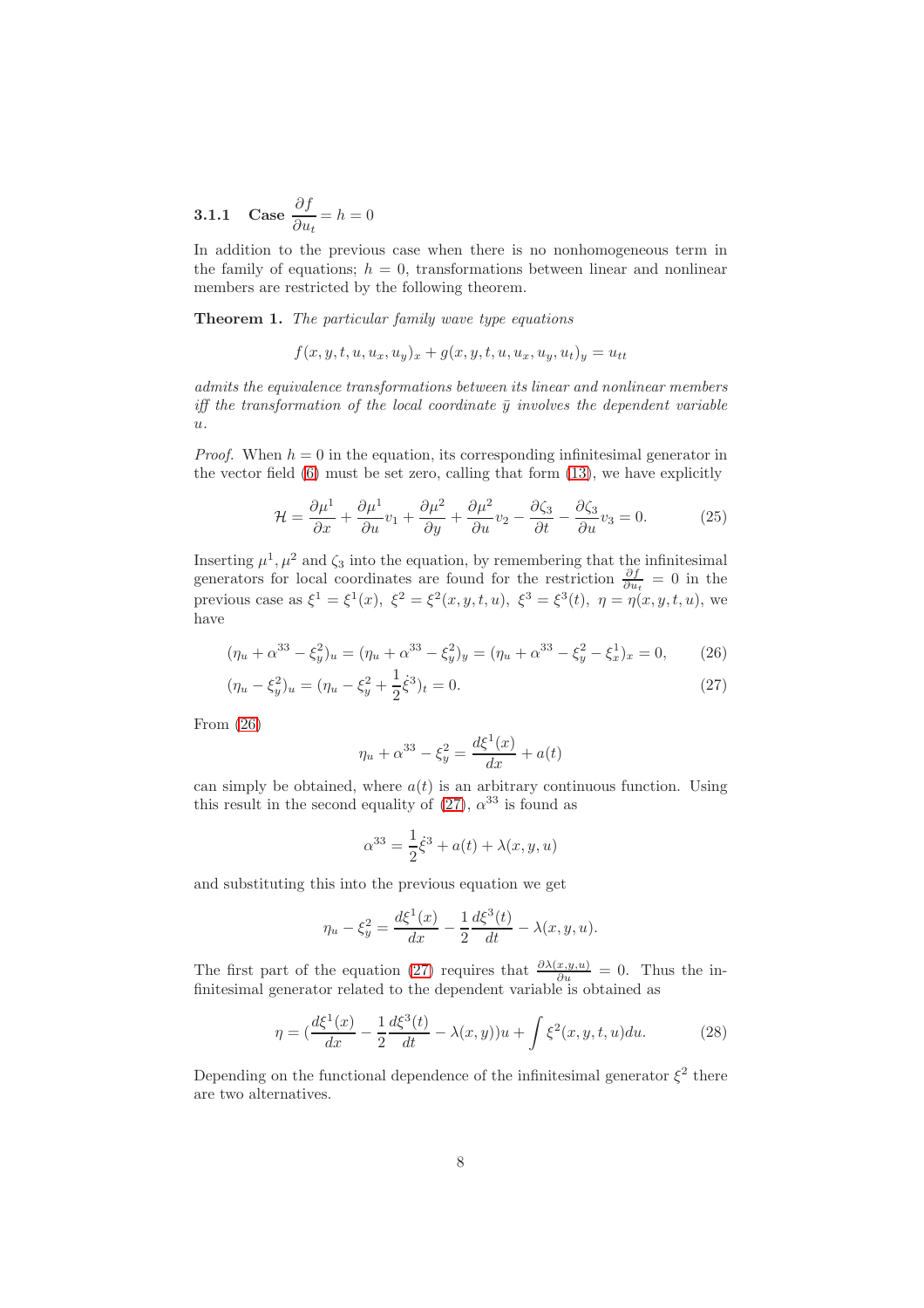#### 3.1.1 Case $\frac{\partial f}{\partial u_t} = h = 0$

In addition to the previous case when there is no nonhomogeneous term in the family of equations; $h = 0$, transformations between linear and nonlinear members are restricted by the following theorem.

**Theorem 1.** *The particular family wave type equations*

$$f(x,y,t,u,u_x,u_y)_x + g(x,y,t,u,u_x,u_y,u_t)_y = u_{tt}$$

*admits the equivalence transformations between its linear and nonlinear members iff the transformation of the local coordinate $\bar{y}$ involves the dependent variable $u$.*

*Proof.* When $h = 0$ in the equation, its corresponding infinitesimal generator in the vector field (6) must be set zero, calling that form (13), we have explicitly

$$\mathcal{H} = \frac{\partial \mu^1}{\partial x} + \frac{\partial \mu^1}{\partial u} v_1 + \frac{\partial \mu^2}{\partial y} + \frac{\partial \mu^2}{\partial u} v_2 - \frac{\partial \zeta_3}{\partial t} - \frac{\partial \zeta_3}{\partial u} v_3 = 0. \tag{25}$$

Inserting $\mu^1, \mu^2$ and $\zeta_3$ into the equation, by remembering that the infinitesimal generators for local coordinates are found for the restriction $\frac{\partial f}{\partial u_t} = 0$ in the previous case as $\xi^1 = \xi^1(x),\ \xi^2 = \xi^2(x,y,t,u),\ \xi^3 = \xi^3(t),\ \eta = \eta(x,y,t,u)$, we have

$$(\eta_u + \alpha^{33} - \xi^2_y)_u = (\eta_u + \alpha^{33} - \xi^2_y)_y = (\eta_u + \alpha^{33} - \xi^2_y - \xi^1_x)_x = 0, \tag{26}$$

$$(\eta_u - \xi^2_y)_u = (\eta_u - \xi^2_y + \frac{1}{2}\dot{\xi}^3)_t = 0. \tag{27}$$

From (26)

$$\eta_u + \alpha^{33} - \xi^2_y = \frac{d\xi^1(x)}{dx} + a(t)$$

can simply be obtained, where $a(t)$ is an arbitrary continuous function. Using this result in the second equality of (27), $\alpha^{33}$ is found as

$$\alpha^{33} = \frac{1}{2}\dot{\xi}^3 + a(t) + \lambda(x,y,u)$$

and substituting this into the previous equation we get

$$\eta_u - \xi^2_y = \frac{d\xi^1(x)}{dx} - \frac{1}{2}\frac{d\xi^3(t)}{dt} - \lambda(x,y,u).$$

The first part of the equation (27) requires that $\frac{\partial \lambda(x,y,u)}{\partial u} = 0$. Thus the infinitesimal generator related to the dependent variable is obtained as

$$\eta = (\frac{d\xi^1(x)}{dx} - \frac{1}{2}\frac{d\xi^3(t)}{dt} - \lambda(x,y))u + \int \xi^2(x,y,t,u)du. \tag{28}$$

Depending on the functional dependence of the infinitesimal generator $\xi^2$ there are two alternatives.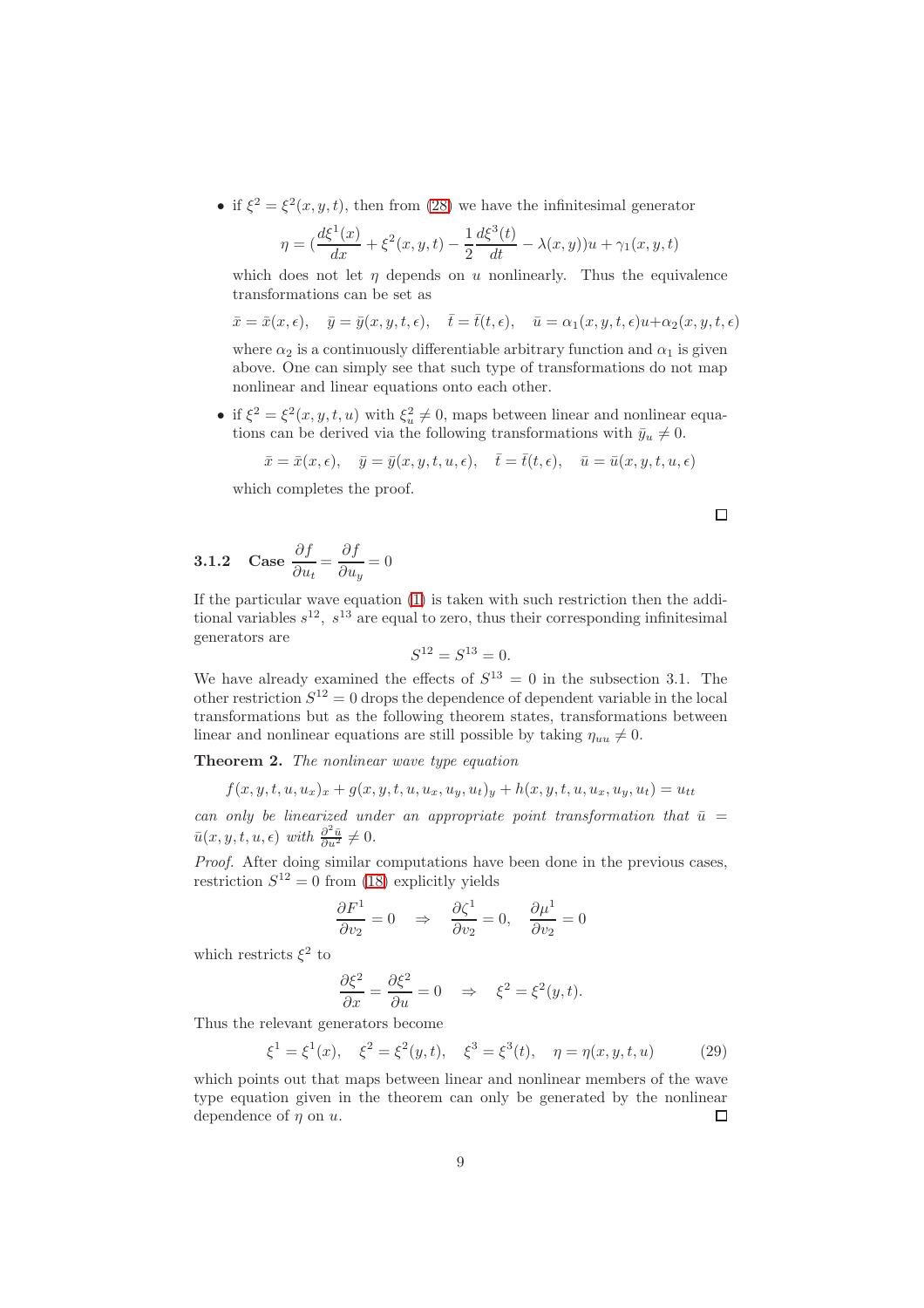- if $\xi^2 = \xi^2(x,y,t)$, then from (28) we have the infinitesimal generator

  $$\eta = (\frac{d\xi^1(x)}{dx} + \xi^2(x,y,t) - \frac{1}{2}\frac{d\xi^3(t)}{dt} - \lambda(x,y))u + \gamma_1(x,y,t)$$

  which does not let $\eta$ depends on $u$ nonlinearly. Thus the equivalence transformations can be set as

  $$\bar{x} = \bar{x}(x,\epsilon), \quad \bar{y} = \bar{y}(x,y,t,\epsilon), \quad \bar{t} = \bar{t}(t,\epsilon), \quad \bar{u} = \alpha_1(x,y,t,\epsilon)u + \alpha_2(x,y,t,\epsilon)$$

  where $\alpha_2$ is a continuously differentiable arbitrary function and $\alpha_1$ is given above. One can simply see that such type of transformations do not map nonlinear and linear equations onto each other.

- if $\xi^2 = \xi^2(x,y,t,u)$ with $\xi^2_u \neq 0$, maps between linear and nonlinear equations can be derived via the following transformations with $\bar{y}_u \neq 0$.

  $$\bar{x} = \bar{x}(x,\epsilon), \quad \bar{y} = \bar{y}(x,y,t,u,\epsilon), \quad \bar{t} = \bar{t}(t,\epsilon), \quad \bar{u} = \bar{u}(x,y,t,u,\epsilon)$$

  which completes the proof.

□

### 3.1.2 Case $\dfrac{\partial f}{\partial u_t} = \dfrac{\partial f}{\partial u_y} = 0$

If the particular wave equation (1) is taken with such restriction then the additional variables $s^{12}$, $s^{13}$ are equal to zero, thus their corresponding infinitesimal generators are

$$S^{12} = S^{13} = 0.$$

We have already examined the effects of $S^{13} = 0$ in the subsection 3.1. The other restriction $S^{12} = 0$ drops the dependence of dependent variable in the local transformations but as the following theorem states, transformations between linear and nonlinear equations are still possible by taking $\eta_{uu} \neq 0$.

**Theorem 2.** *The nonlinear wave type equation*

$$f(x,y,t,u,u_x)_x + g(x,y,t,u,u_x,u_y,u_t)_y + h(x,y,t,u,u_x,u_y,u_t) = u_{tt}$$

*can only be linearized under an appropriate point transformation that* $\bar{u} = \bar{u}(x,y,t,u,\epsilon)$ *with* $\frac{\partial^2 \bar{u}}{\partial u^2} \neq 0$.

*Proof.* After doing similar computations have been done in the previous cases, restriction $S^{12} = 0$ from (18) explicitly yields

$$\frac{\partial F^1}{\partial v_2} = 0 \quad \Rightarrow \quad \frac{\partial \zeta^1}{\partial v_2} = 0, \quad \frac{\partial \mu^1}{\partial v_2} = 0$$

which restricts $\xi^2$ to

$$\frac{\partial \xi^2}{\partial x} = \frac{\partial \xi^2}{\partial u} = 0 \quad \Rightarrow \quad \xi^2 = \xi^2(y,t).$$

Thus the relevant generators become

$$\xi^1 = \xi^1(x), \quad \xi^2 = \xi^2(y,t), \quad \xi^3 = \xi^3(t), \quad \eta = \eta(x,y,t,u) \tag{29}$$

which points out that maps between linear and nonlinear members of the wave type equation given in the theorem can only be generated by the nonlinear dependence of $\eta$ on $u$.

□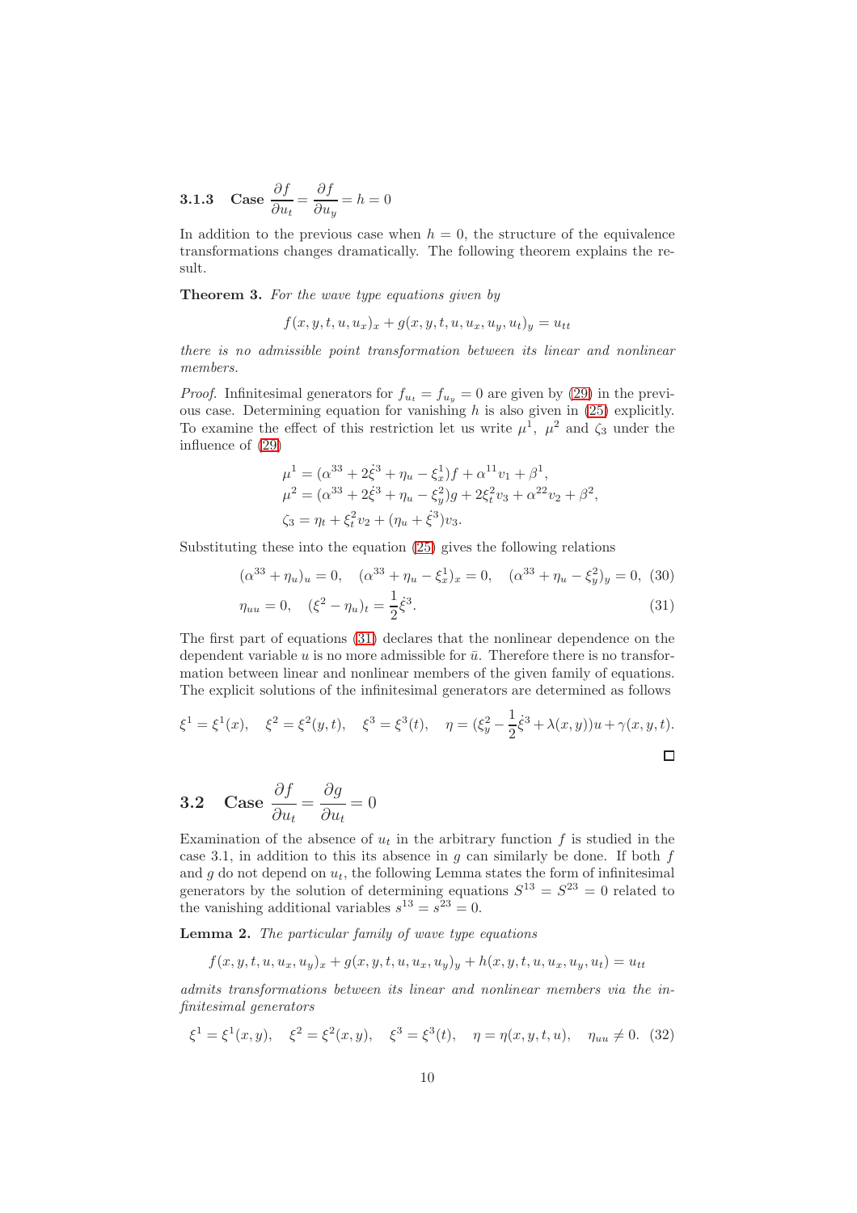### 3.1.3 Case $\dfrac{\partial f}{\partial u_t} = \dfrac{\partial f}{\partial u_y} = h = 0$

In addition to the previous case when $h = 0$, the structure of the equivalence transformations changes dramatically. The following theorem explains the result.

**Theorem 3.** *For the wave type equations given by*

$$f(x, y, t, u, u_x)_x + g(x, y, t, u, u_x, u_y, u_t)_y = u_{tt}$$

*there is no admissible point transformation between its linear and nonlinear members.*

*Proof.* Infinitesimal generators for $f_{u_t} = f_{u_y} = 0$ are given by (29) in the previous case. Determining equation for vanishing $h$ is also given in (25) explicitly. To examine the effect of this restriction let us write $\mu^1$, $\mu^2$ and $\zeta_3$ under the influence of (29)

$$\begin{aligned}
\mu^1 &= (\alpha^{33} + 2\dot{\xi}^3 + \eta_u - \xi^1_x)f + \alpha^{11}v_1 + \beta^1,\\
\mu^2 &= (\alpha^{33} + 2\dot{\xi}^3 + \eta_u - \xi^2_y)g + 2\xi^2_t v_3 + \alpha^{22}v_2 + \beta^2,\\
\zeta_3 &= \eta_t + \xi^2_t v_2 + (\eta_u + \dot{\xi}^3)v_3.
\end{aligned}$$

Substituting these into the equation (25) gives the following relations

$$(\alpha^{33} + \eta_u)_u = 0, \quad (\alpha^{33} + \eta_u - \xi^1_x)_x = 0, \quad (\alpha^{33} + \eta_u - \xi^2_y)_y = 0, \quad (30)$$

$$\eta_{uu} = 0, \quad (\xi^2 - \eta_u)_t = \frac{1}{2}\dot{\xi}^3. \quad (31)$$

The first part of equations (31) declares that the nonlinear dependence on the dependent variable $u$ is no more admissible for $\bar{u}$. Therefore there is no transformation between linear and nonlinear members of the given family of equations. The explicit solutions of the infinitesimal generators are determined as follows

$$\xi^1 = \xi^1(x), \quad \xi^2 = \xi^2(y, t), \quad \xi^3 = \xi^3(t), \quad \eta = (\xi^2_y - \frac{1}{2}\dot{\xi}^3 + \lambda(x, y))u + \gamma(x, y, t).$$

□

## 3.2 Case $\dfrac{\partial f}{\partial u_t} = \dfrac{\partial g}{\partial u_t} = 0$

Examination of the absence of $u_t$ in the arbitrary function $f$ is studied in the case 3.1, in addition to this its absence in $g$ can similarly be done. If both $f$ and $g$ do not depend on $u_t$, the following Lemma states the form of infinitesimal generators by the solution of determining equations $S^{13} = S^{23} = 0$ related to the vanishing additional variables $s^{13} = s^{23} = 0$.

**Lemma 2.** *The particular family of wave type equations*

$$f(x, y, t, u, u_x, u_y)_x + g(x, y, t, u, u_x, u_y)_y + h(x, y, t, u, u_x, u_y, u_t) = u_{tt}$$

*admits transformations between its linear and nonlinear members via the infinitesimal generators*

$$\xi^1 = \xi^1(x, y), \quad \xi^2 = \xi^2(x, y), \quad \xi^3 = \xi^3(t), \quad \eta = \eta(x, y, t, u), \quad \eta_{uu} \neq 0. \quad (32)$$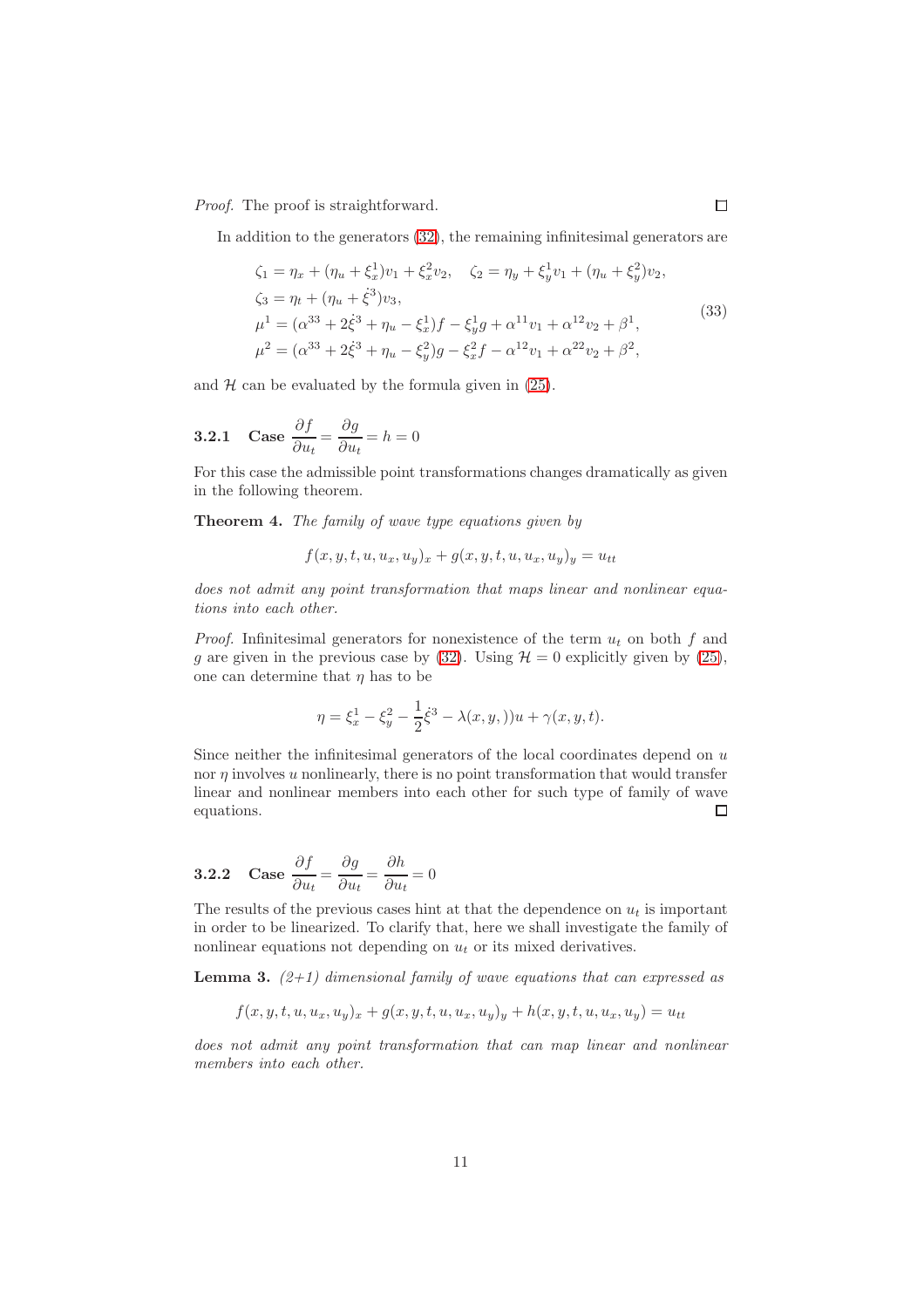*Proof.* The proof is straightforward. □

In addition to the generators (32), the remaining infinitesimal generators are

$$
\begin{aligned}
&\zeta_1 = \eta_x + (\eta_u + \xi^1_x)v_1 + \xi^2_x v_2, \quad \zeta_2 = \eta_y + \xi^1_y v_1 + (\eta_u + \xi^2_y)v_2, \\
&\zeta_3 = \eta_t + (\eta_u + \dot{\xi}^3)v_3, \\
&\mu^1 = (\alpha^{33} + 2\dot{\xi}^3 + \eta_u - \xi^1_x)f - \xi^1_y g + \alpha^{11}v_1 + \alpha^{12}v_2 + \beta^1, \\
&\mu^2 = (\alpha^{33} + 2\dot{\xi}^3 + \eta_u - \xi^2_y)g - \xi^2_x f - \alpha^{12}v_1 + \alpha^{22}v_2 + \beta^2,
\end{aligned}
\tag{33}
$$

and $\mathcal{H}$ can be evaluated by the formula given in (25).

### 3.2.1 Case $\dfrac{\partial f}{\partial u_t} = \dfrac{\partial g}{\partial u_t} = h = 0$

For this case the admissible point transformations changes dramatically as given in the following theorem.

**Theorem 4.** *The family of wave type equations given by*

$$f(x,y,t,u,u_x,u_y)_x + g(x,y,t,u,u_x,u_y)_y = u_{tt}$$

*does not admit any point transformation that maps linear and nonlinear equations into each other.*

*Proof.* Infinitesimal generators for nonexistence of the term $u_t$ on both $f$ and $g$ are given in the previous case by (32). Using $\mathcal{H} = 0$ explicitly given by (25), one can determine that $\eta$ has to be

$$\eta = \xi^1_x - \xi^2_y - \frac{1}{2}\dot{\xi}^3 - \lambda(x,y,))u + \gamma(x,y,t).$$

Since neither the infinitesimal generators of the local coordinates depend on $u$ nor $\eta$ involves $u$ nonlinearly, there is no point transformation that would transfer linear and nonlinear members into each other for such type of family of wave equations. □

### 3.2.2 Case $\dfrac{\partial f}{\partial u_t} = \dfrac{\partial g}{\partial u_t} = \dfrac{\partial h}{\partial u_t} = 0$

The results of the previous cases hint at that the dependence on $u_t$ is important in order to be linearized. To clarify that, here we shall investigate the family of nonlinear equations not depending on $u_t$ or its mixed derivatives.

**Lemma 3.** *(2+1) dimensional family of wave equations that can expressed as*

$$f(x,y,t,u,u_x,u_y)_x + g(x,y,t,u,u_x,u_y)_y + h(x,y,t,u,u_x,u_y) = u_{tt}$$

*does not admit any point transformation that can map linear and nonlinear members into each other.*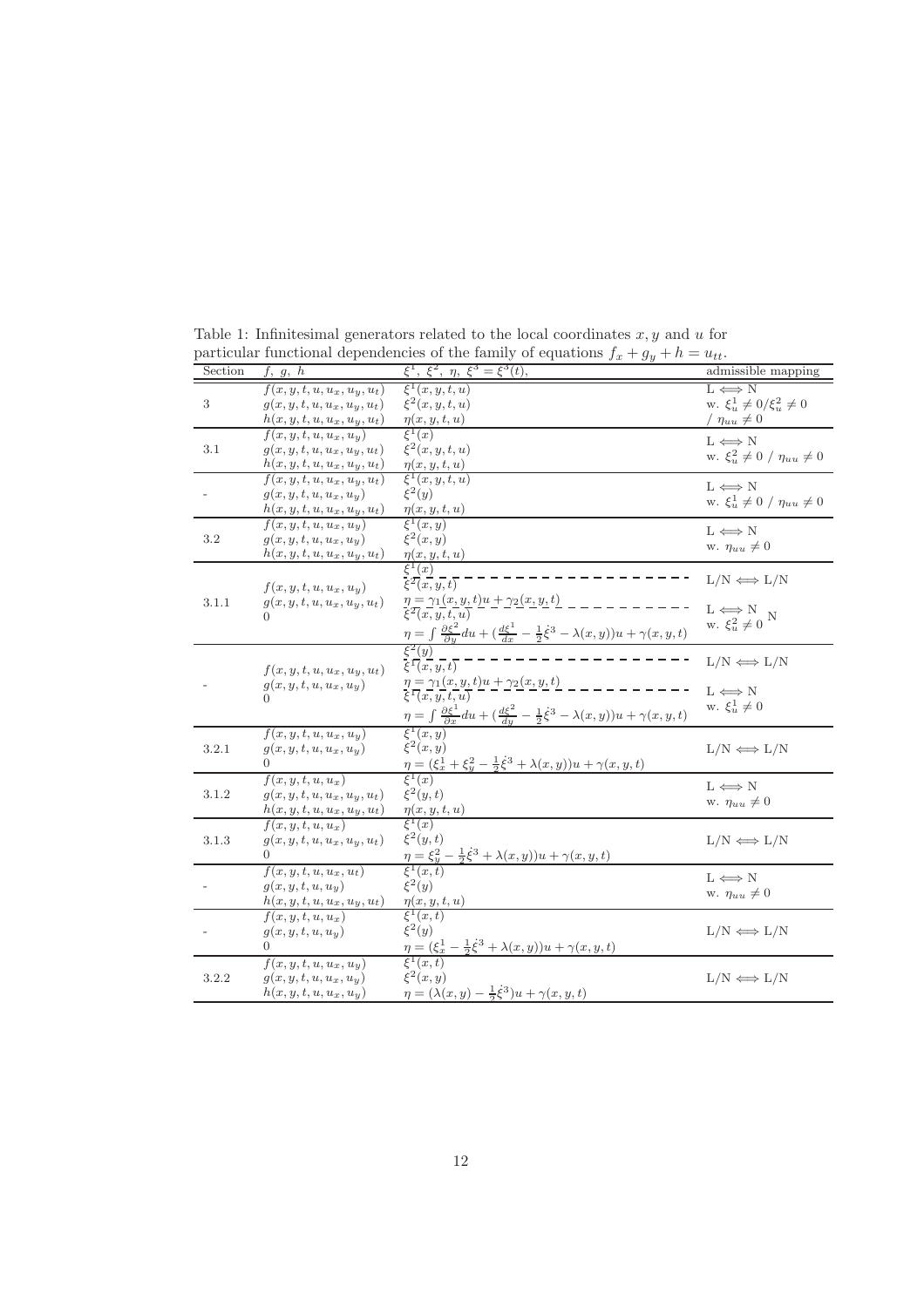Table 1: Infinitesimal generators related to the local coordinates $x, y$ and $u$ for particular functional dependencies of the family of equations $f_x + g_y + h = u_{tt}$.

| Section | $f,\ g,\ h$ | $\xi^1,\ \xi^2,\ \eta,\ \xi^3 = \xi^3(t)$, | admissible mapping |
|---|---|---|---|
| 3 | $f(x,y,t,u,u_x,u_y,u_t)$<br>$g(x,y,t,u,u_x,u_y,u_t)$<br>$h(x,y,t,u,u_x,u_y,u_t)$ | $\xi^1(x,y,t,u)$<br>$\xi^2(x,y,t,u)$<br>$\eta(x,y,t,u)$ | L $\Longleftrightarrow$ N<br>w. $\xi^1_u \neq 0/\xi^2_u \neq 0$<br>$/\ \eta_{uu} \neq 0$ |
| 3.1 | $f(x,y,t,u,u_x,u_y)$<br>$g(x,y,t,u,u_x,u_y,u_t)$<br>$h(x,y,t,u,u_x,u_y,u_t)$ | $\xi^1(x)$<br>$\xi^2(x,y,t,u)$<br>$\eta(x,y,t,u)$ | L $\Longleftrightarrow$ N<br>w. $\xi^2_u \neq 0\ /\ \eta_{uu} \neq 0$ |
| - | $f(x,y,t,u,u_x,u_y,u_t)$<br>$g(x,y,t,u,u_x,u_y)$<br>$h(x,y,t,u,u_x,u_y,u_t)$ | $\xi^1(x,y,t,u)$<br>$\xi^2(y)$<br>$\eta(x,y,t,u)$ | L $\Longleftrightarrow$ N<br>w. $\xi^1_u \neq 0\ /\ \eta_{uu} \neq 0$ |
| 3.2 | $f(x,y,t,u,u_x,u_y)$<br>$g(x,y,t,u,u_x,u_y)$<br>$h(x,y,t,u,u_x,u_y,u_t)$ | $\xi^1(x,y)$<br>$\xi^2(x,y)$<br>$\eta(x,y,t,u)$ | L $\Longleftrightarrow$ N<br>w. $\eta_{uu} \neq 0$ |
| 3.1.1 | $f(x,y,t,u,u_x,u_y)$<br>$g(x,y,t,u,u_x,u_y,u_t)$<br>$0$ | $\xi^1(x)$<br>$\xi^2(x,y,t)$<br>$\eta = \gamma_1(x,y,t)u + \gamma_2(x,y,t)$ | L/N $\Longleftrightarrow$ L/N |
| | | $\xi^2(x,y,t,u)$<br>$\eta = \int \frac{\partial \xi^2}{\partial y} du + (\frac{d\xi^1}{dx} - \frac{1}{2}\dot{\xi}^3 - \lambda(x,y))u + \gamma(x,y,t)$ | L $\Longleftrightarrow$ N<br>w. $\xi^2_u \neq 0$ N |
| - | $f(x,y,t,u,u_x,u_y,u_t)$<br>$g(x,y,t,u,u_x,u_y)$<br>$0$ | $\xi^2(y)$<br>$\xi^1(x,y,t)$<br>$\eta = \gamma_1(x,y,t)u + \gamma_2(x,y,t)$ | L/N $\Longleftrightarrow$ L/N |
| | | $\xi^1(x,y,t,u)$<br>$\eta = \int \frac{\partial \xi^1}{\partial x} du + (\frac{d\xi^2}{dy} - \frac{1}{2}\dot{\xi}^3 - \lambda(x,y))u + \gamma(x,y,t)$ | L $\Longleftrightarrow$ N<br>w. $\xi^1_u \neq 0$ |
| 3.2.1 | $f(x,y,t,u,u_x,u_y)$<br>$g(x,y,t,u,u_x,u_y)$<br>$0$ | $\xi^1(x,y)$<br>$\xi^2(x,y)$<br>$\eta = (\xi^1_x + \xi^2_y - \frac{1}{2}\dot{\xi}^3 + \lambda(x,y))u + \gamma(x,y,t)$ | L/N $\Longleftrightarrow$ L/N |
| 3.1.2 | $f(x,y,t,u,u_x)$<br>$g(x,y,t,u,u_x,u_y,u_t)$<br>$h(x,y,t,u,u_x,u_y,u_t)$ | $\xi^1(x)$<br>$\xi^2(y,t)$<br>$\eta(x,y,t,u)$ | L $\Longleftrightarrow$ N<br>w. $\eta_{uu} \neq 0$ |
| 3.1.3 | $f(x,y,t,u,u_x)$<br>$g(x,y,t,u,u_x,u_y,u_t)$<br>$0$ | $\xi^1(x)$<br>$\xi^2(y,t)$<br>$\eta = \xi^2_y - \frac{1}{2}\dot{\xi}^3 + \lambda(x,y))u + \gamma(x,y,t)$ | L/N $\Longleftrightarrow$ L/N |
| - | $f(x,y,t,u,u_x,u_t)$<br>$g(x,y,t,u,u_y)$<br>$h(x,y,t,u,u_x,u_y,u_t)$ | $\xi^1(x,t)$<br>$\xi^2(y)$<br>$\eta(x,y,t,u)$ | L $\Longleftrightarrow$ N<br>w. $\eta_{uu} \neq 0$ |
| - | $f(x,y,t,u,u_x)$<br>$g(x,y,t,u,u_y)$<br>$0$ | $\xi^1(x,t)$<br>$\xi^2(y)$<br>$\eta = (\xi^1_x - \frac{1}{2}\dot{\xi}^3 + \lambda(x,y))u + \gamma(x,y,t)$ | L/N $\Longleftrightarrow$ L/N |
| 3.2.2 | $f(x,y,t,u,u_x,u_y)$<br>$g(x,y,t,u,u_x,u_y)$<br>$h(x,y,t,u,u_x,u_y)$ | $\xi^1(x,t)$<br>$\xi^2(x,y)$<br>$\eta = (\lambda(x,y) - \frac{1}{2}\dot{\xi}^3)u + \gamma(x,y,t)$ | L/N $\Longleftrightarrow$ L/N |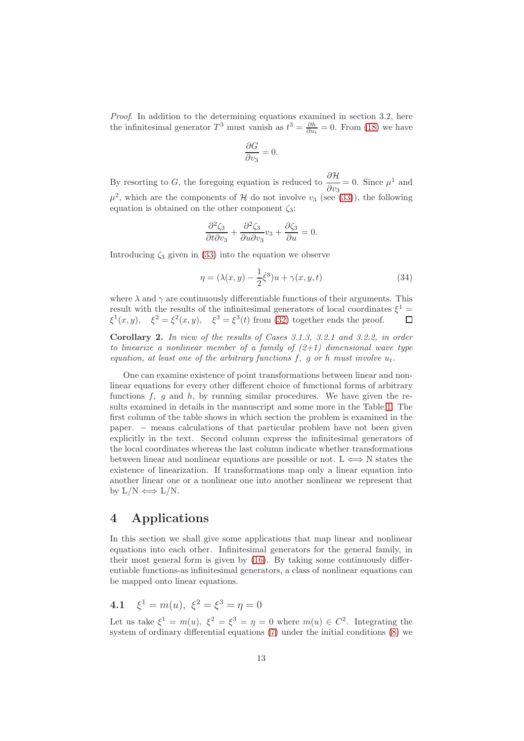*Proof.* In addition to the determining equations examined in section 3.2, here the infinitesimal generator $T^3$ must vanish as $t^3 = \frac{\partial h}{\partial u_t} = 0$. From (18) we have

$$\frac{\partial G}{\partial v_3} = 0.$$

By resorting to $G$, the foregoing equation is reduced to $\dfrac{\partial \mathcal{H}}{\partial v_3} = 0$. Since $\mu^1$ and $\mu^2$, which are the components of $\mathcal{H}$ do not involve $v_3$ (see (33)), the following equation is obtained on the other component $\zeta_3$:

$$\frac{\partial^2 \zeta_3}{\partial t \partial v_3} + \frac{\partial^2 \zeta_3}{\partial u \partial v_3} v_3 + \frac{\partial \zeta_3}{\partial u} = 0.$$

Introducing $\zeta_3$ given in (33) into the equation we observe

$$\eta = (\lambda(x, y) - \frac{1}{2}\dot{\xi}^3)u + \gamma(x, y, t) \tag{34}$$

where $\lambda$ and $\gamma$ are continuously differentiable functions of their arguments. This result with the results of the infinitesimal generators of local coordinates $\xi^1 = \xi^1(x, y)$, $\quad \xi^2 = \xi^2(x, y)$, $\quad \xi^3 = \xi^3(t)$ from (32) together ends the proof. □

**Corollary 2.** *In view of the results of Cases 3.1.3, 3.2.1 and 3.2.2, in order to linearize a nonlinear member of a family of (2+1) dimensional wave type equation, at least one of the arbitrary functions $f$, $g$ or $h$ must involve $u_t$.*

One can examine existence of point transformations between linear and nonlinear equations for every other different choice of functional forms of arbitrary functions $f$, $g$ and $h$, by running similar procedures. We have given the results examined in details in the manuscript and some more in the Table 1. The first column of the table shows in which section the problem is examined in the paper. $-$ means calculations of that particular problem have not been given explicitly in the text. Second column express the infinitesimal generators of the local coordinates whereas the last column indicate whether transformations between linear and nonlinear equations are possible or not. L $\Longleftrightarrow$ N states the existence of linearization. If transformations map only a linear equation into another linear one or a nonlinear one into another nonlinear we represent that by L/N $\Longleftrightarrow$ L/N.

# 4 Applications

In this section we shall give some applications that map linear and nonlinear equations into each other. Infinitesimal generators for the general family, in their most general form is given by (16). By taking some continuously differentiable functions-as infinitesimal generators, a class of nonlinear equations can be mapped onto linear equations.

## 4.1 $\xi^1 = m(u)$, $\xi^2 = \xi^3 = \eta = 0$

Let us take $\xi^1 = m(u)$, $\xi^2 = \xi^3 = \eta = 0$ where $m(u) \in C^2$. Integrating the system of ordinary differential equations (7) under the initial conditions (8) we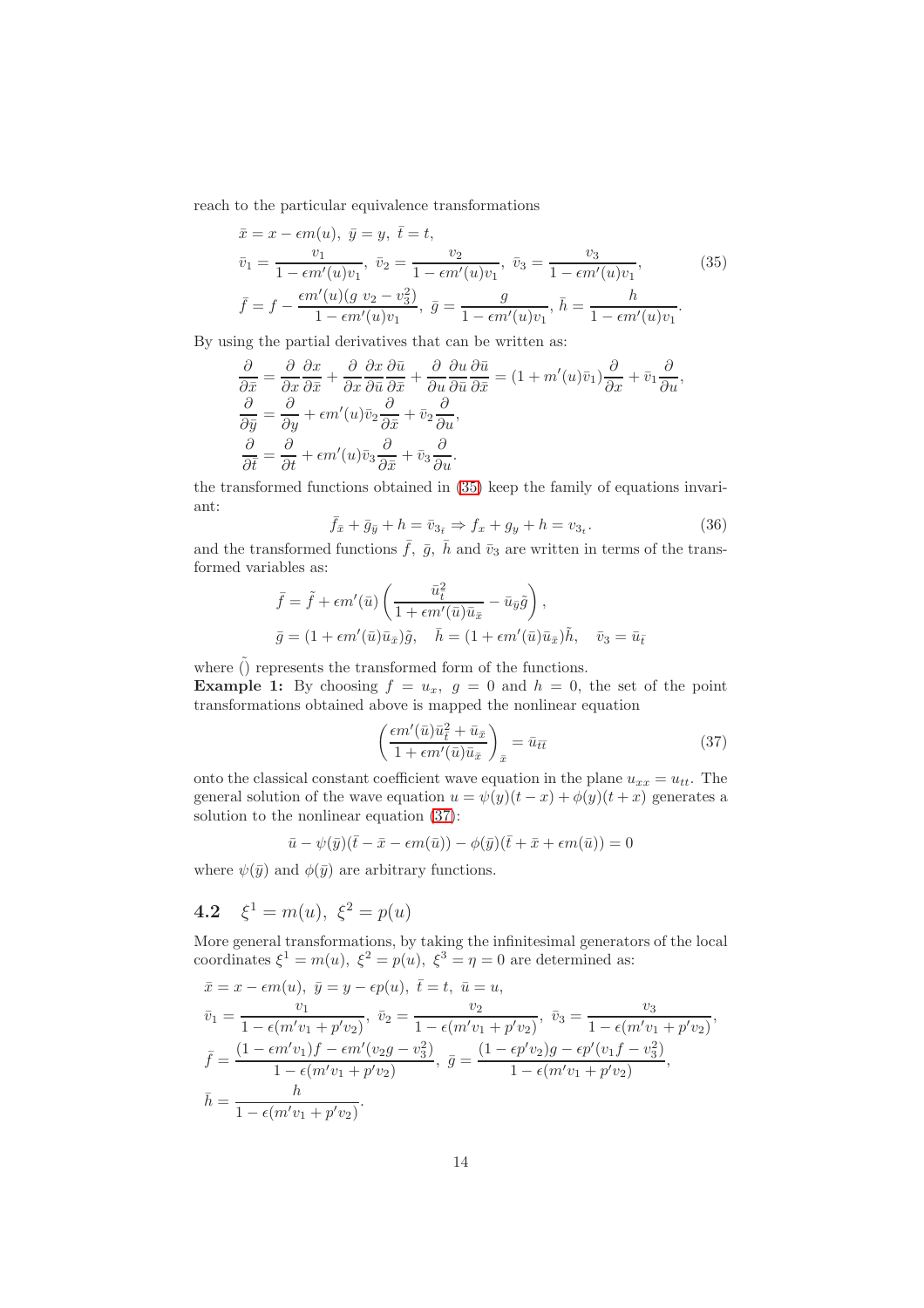reach to the particular equivalence transformations

$$
\begin{aligned}
&\bar{x} = x - \epsilon m(u),\ \bar{y} = y,\ \bar{t} = t,\\
&\bar{v}_1 = \frac{v_1}{1-\epsilon m'(u)v_1},\ \bar{v}_2 = \frac{v_2}{1-\epsilon m'(u)v_1},\ \bar{v}_3 = \frac{v_3}{1-\epsilon m'(u)v_1},\\
&\bar{f} = f - \frac{\epsilon m'(u)(g\ v_2 - v_3^2)}{1-\epsilon m'(u)v_1},\ \bar{g} = \frac{g}{1-\epsilon m'(u)v_1},\ \bar{h} = \frac{h}{1-\epsilon m'(u)v_1}.
\end{aligned}
\tag{35}
$$

By using the partial derivatives that can be written as:

$$
\begin{aligned}
\frac{\partial}{\partial \bar{x}} &= \frac{\partial}{\partial x}\frac{\partial x}{\partial \bar{x}} + \frac{\partial}{\partial x}\frac{\partial x}{\partial \bar{u}}\frac{\partial \bar{u}}{\partial \bar{x}} + \frac{\partial}{\partial u}\frac{\partial u}{\partial \bar{u}}\frac{\partial \bar{u}}{\partial \bar{x}} = (1+m'(u)\bar{v}_1)\frac{\partial}{\partial x} + \bar{v}_1\frac{\partial}{\partial u},\\
\frac{\partial}{\partial \bar{y}} &= \frac{\partial}{\partial y} + \epsilon m'(u)\bar{v}_2\frac{\partial}{\partial \bar{x}} + \bar{v}_2\frac{\partial}{\partial u},\\
\frac{\partial}{\partial \bar{t}} &= \frac{\partial}{\partial t} + \epsilon m'(u)\bar{v}_3\frac{\partial}{\partial \bar{x}} + \bar{v}_3\frac{\partial}{\partial u}.
\end{aligned}
$$

the transformed functions obtained in (35) keep the family of equations invariant:

$$
\bar{f}_{\bar{x}} + \bar{g}_{\bar{y}} + h = \bar{v}_{3_{\bar{t}}} \Rightarrow f_x + g_y + h = v_{3_t}. \tag{36}
$$

and the transformed functions $\bar{f},\ \bar{g},\ \bar{h}$ and $\bar{v}_3$ are written in terms of the transformed variables as:

$$
\begin{aligned}
&\bar{f} = \tilde{f} + \epsilon m'(\bar{u})\left(\frac{\bar{u}_{\bar{t}}^2}{1+\epsilon m'(\bar{u})\bar{u}_{\bar{x}}} - \bar{u}_{\bar{y}}\tilde{g}\right),\\
&\bar{g} = (1+\epsilon m'(\bar{u})\bar{u}_{\bar{x}})\tilde{g}, \quad \bar{h} = (1+\epsilon m'(\bar{u})\bar{u}_{\bar{x}})\tilde{h}, \quad \bar{v}_3 = \bar{u}_{\bar{t}}
\end{aligned}
$$

where $\tilde{()}$ represents the transformed form of the functions.

**Example 1:** By choosing $f = u_x,\ g = 0$ and $h = 0$, the set of the point transformations obtained above is mapped the nonlinear equation

$$
\left(\frac{\epsilon m'(\bar{u})\bar{u}_{\bar{t}}^2 + \bar{u}_{\bar{x}}}{1+\epsilon m'(\bar{u})\bar{u}_{\bar{x}}}\right)_{\bar{x}} = \bar{u}_{\bar{t}\bar{t}} \tag{37}
$$

onto the classical constant coefficient wave equation in the plane $u_{xx} = u_{tt}$. The general solution of the wave equation $u = \psi(y)(t-x) + \phi(y)(t+x)$ generates a solution to the nonlinear equation (37):

$$
\bar{u} - \psi(\bar{y})(\bar{t} - \bar{x} - \epsilon m(\bar{u})) - \phi(\bar{y})(\bar{t} + \bar{x} + \epsilon m(\bar{u})) = 0
$$

where $\psi(\bar{y})$ and $\phi(\bar{y})$ are arbitrary functions.

## 4.2 $\xi^1 = m(u),\ \xi^2 = p(u)$

More general transformations, by taking the infinitesimal generators of the local coordinates $\xi^1 = m(u),\ \xi^2 = p(u),\ \xi^3 = \eta = 0$ are determined as:

$$
\begin{aligned}
&\bar{x} = x - \epsilon m(u),\ \bar{y} = y - \epsilon p(u),\ \bar{t} = t,\ \bar{u} = u,\\
&\bar{v}_1 = \frac{v_1}{1-\epsilon(m'v_1 + p'v_2)},\ \bar{v}_2 = \frac{v_2}{1-\epsilon(m'v_1 + p'v_2)},\ \bar{v}_3 = \frac{v_3}{1-\epsilon(m'v_1 + p'v_2)},\\
&\bar{f} = \frac{(1-\epsilon m'v_1)f - \epsilon m'(v_2 g - v_3^2)}{1-\epsilon(m'v_1 + p'v_2)},\ \bar{g} = \frac{(1-\epsilon p'v_2)g - \epsilon p'(v_1 f - v_3^2)}{1-\epsilon(m'v_1 + p'v_2)},\\
&\bar{h} = \frac{h}{1-\epsilon(m'v_1 + p'v_2)}.
\end{aligned}
$$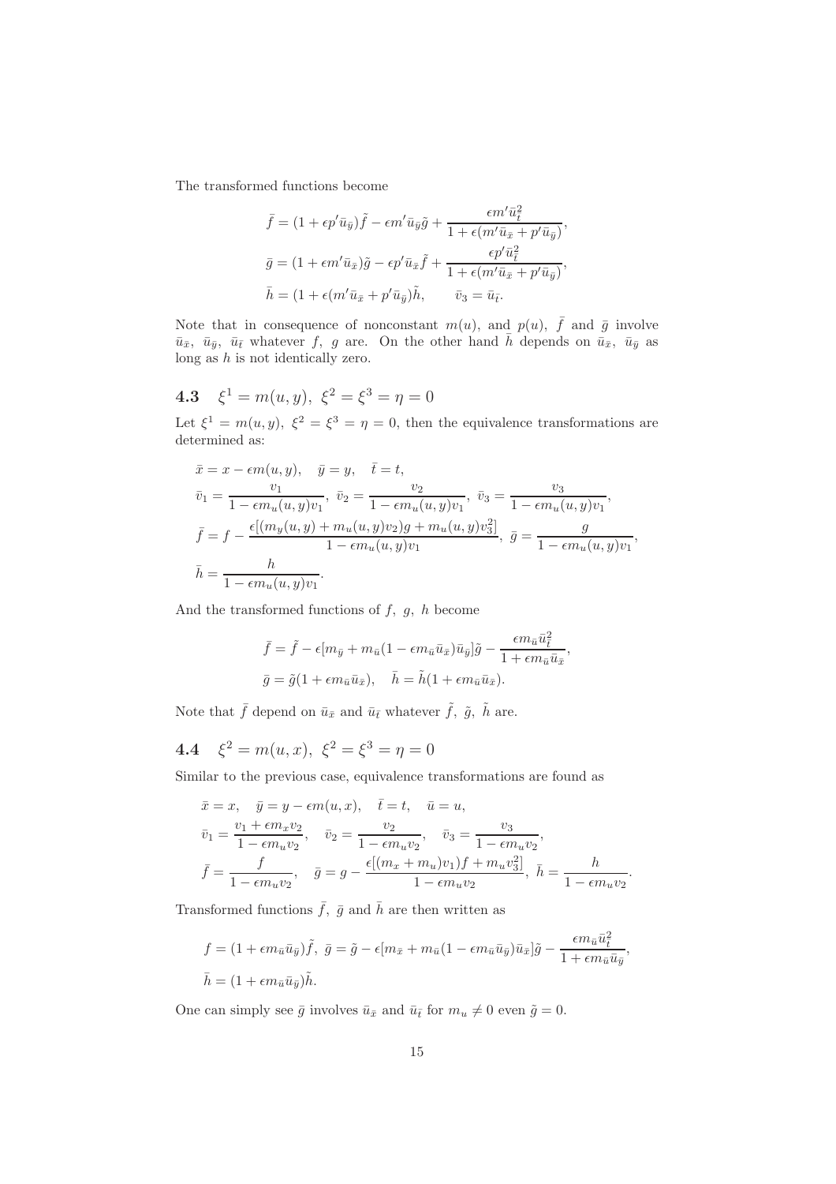The transformed functions become

$$
\begin{aligned}
\bar{f} &= (1+\epsilon p'\bar{u}_{\bar{y}})\tilde{f} - \epsilon m'\bar{u}_{\bar{y}}\tilde{g} + \frac{\epsilon m'\bar{u}_{\bar{t}}^2}{1+\epsilon(m'\bar{u}_{\bar{x}}+p'\bar{u}_{\bar{y}})},\\
\bar{g} &= (1+\epsilon m'\bar{u}_{\bar{x}})\tilde{g} - \epsilon p'\bar{u}_{\bar{x}}\tilde{f} + \frac{\epsilon p'\bar{u}_{\bar{t}}^2}{1+\epsilon(m'\bar{u}_{\bar{x}}+p'\bar{u}_{\bar{y}})},\\
\bar{h} &= (1+\epsilon(m'\bar{u}_{\bar{x}}+p'\bar{u}_{\bar{y}})\tilde{h}, \qquad \bar{v}_3 = \bar{u}_{\bar{t}}.
\end{aligned}
$$

Note that in consequence of nonconstant $m(u)$, and $p(u)$, $\bar{f}$ and $\bar{g}$ involve $\bar{u}_{\bar{x}}$, $\bar{u}_{\bar{y}}$, $\bar{u}_{\bar{t}}$ whatever $f$, $g$ are. On the other hand $\bar{h}$ depends on $\bar{u}_{\bar{x}}$, $\bar{u}_{\bar{y}}$ as long as $h$ is not identically zero.

## 4.3 $\xi^1 = m(u,y),\ \xi^2 = \xi^3 = \eta = 0$

Let $\xi^1 = m(u,y)$, $\xi^2 = \xi^3 = \eta = 0$, then the equivalence transformations are determined as:

$$
\begin{aligned}
&\bar{x} = x - \epsilon m(u,y), \quad \bar{y} = y, \quad \bar{t} = t,\\
&\bar{v}_1 = \frac{v_1}{1-\epsilon m_u(u,y)v_1},\ \bar{v}_2 = \frac{v_2}{1-\epsilon m_u(u,y)v_1},\ \bar{v}_3 = \frac{v_3}{1-\epsilon m_u(u,y)v_1},\\
&\bar{f} = f - \frac{\epsilon[(m_y(u,y)+m_u(u,y)v_2)g + m_u(u,y)v_3^2]}{1-\epsilon m_u(u,y)v_1},\ \bar{g} = \frac{g}{1-\epsilon m_u(u,y)v_1},\\
&\bar{h} = \frac{h}{1-\epsilon m_u(u,y)v_1}.
\end{aligned}
$$

And the transformed functions of $f$, $g$, $h$ become

$$
\begin{aligned}
&\bar{f} = \tilde{f} - \epsilon[m_{\bar{y}} + m_{\bar{u}}(1-\epsilon m_{\bar{u}}\bar{u}_{\bar{x}})\bar{u}_{\bar{y}}]\tilde{g} - \frac{\epsilon m_{\bar{u}}\bar{u}_{\bar{t}}^2}{1+\epsilon m_{\bar{u}}\bar{u}_{\bar{x}}},\\
&\bar{g} = \tilde{g}(1+\epsilon m_{\bar{u}}\bar{u}_{\bar{x}}), \quad \bar{h} = \tilde{h}(1+\epsilon m_{\bar{u}}\bar{u}_{\bar{x}}).
\end{aligned}
$$

Note that $\bar{f}$ depend on $\bar{u}_{\bar{x}}$ and $\bar{u}_{\bar{t}}$ whatever $\tilde{f}$, $\tilde{g}$, $\tilde{h}$ are.

## 4.4 $\xi^2 = m(u,x),\ \xi^2 = \xi^3 = \eta = 0$

Similar to the previous case, equivalence transformations are found as

$$
\begin{aligned}
&\bar{x} = x, \quad \bar{y} = y - \epsilon m(u,x), \quad \bar{t} = t, \quad \bar{u} = u,\\
&\bar{v}_1 = \frac{v_1 + \epsilon m_x v_2}{1-\epsilon m_u v_2}, \quad \bar{v}_2 = \frac{v_2}{1-\epsilon m_u v_2}, \quad \bar{v}_3 = \frac{v_3}{1-\epsilon m_u v_2},\\
&\bar{f} = \frac{f}{1-\epsilon m_u v_2}, \quad \bar{g} = g - \frac{\epsilon[(m_x + m_u)v_1)f + m_u v_3^2]}{1-\epsilon m_u v_2},\ \bar{h} = \frac{h}{1-\epsilon m_u v_2}.
\end{aligned}
$$

Transformed functions $\bar{f}$, $\bar{g}$ and $\bar{h}$ are then written as

$$
\begin{aligned}
&f = (1+\epsilon m_{\bar{u}}\bar{u}_{\bar{y}})\tilde{f},\ \bar{g} = \tilde{g} - \epsilon[m_{\bar{x}} + m_{\bar{u}}(1-\epsilon m_{\bar{u}}\bar{u}_{\bar{y}})\bar{u}_{\bar{x}}]\tilde{g} - \frac{\epsilon m_{\bar{u}}\bar{u}_{\bar{t}}^2}{1+\epsilon m_{\bar{u}}\bar{u}_{\bar{y}}},\\
&\bar{h} = (1+\epsilon m_{\bar{u}}\bar{u}_{\bar{y}})\tilde{h}.
\end{aligned}
$$

One can simply see $\bar{g}$ involves $\bar{u}_{\bar{x}}$ and $\bar{u}_{\bar{t}}$ for $m_u \neq 0$ even $\tilde{g} = 0$.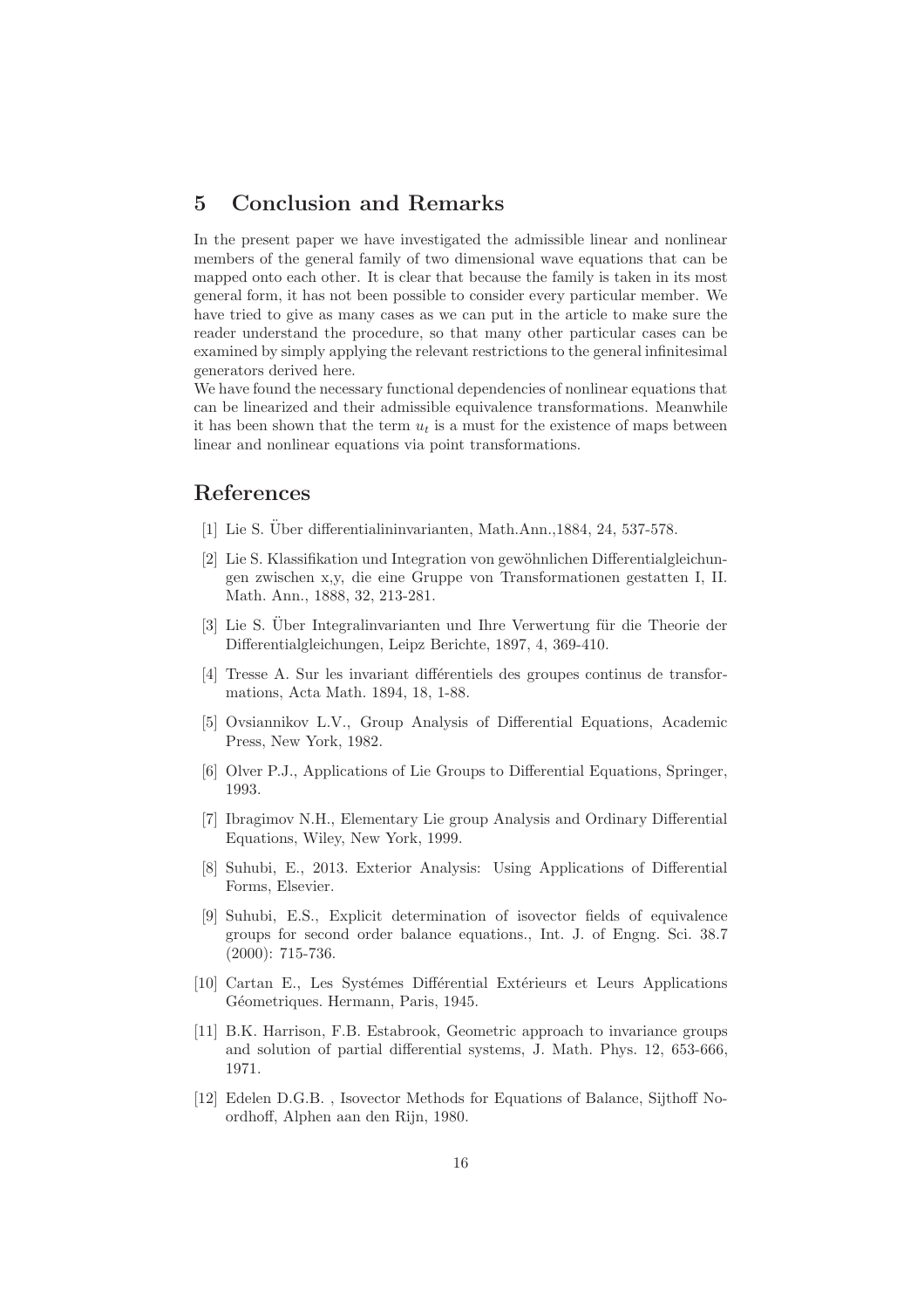## 5 Conclusion and Remarks

In the present paper we have investigated the admissible linear and nonlinear members of the general family of two dimensional wave equations that can be mapped onto each other. It is clear that because the family is taken in its most general form, it has not been possible to consider every particular member. We have tried to give as many cases as we can put in the article to make sure the reader understand the procedure, so that many other particular cases can be examined by simply applying the relevant restrictions to the general infinitesimal generators derived here.

We have found the necessary functional dependencies of nonlinear equations that can be linearized and their admissible equivalence transformations. Meanwhile it has been shown that the term $u_t$ is a must for the existence of maps between linear and nonlinear equations via point transformations.

## References

[1] Lie S. Über differentialininvarianten, Math.Ann.,1884, 24, 537-578.

[2] Lie S. Klassifikation und Integration von gewöhnlichen Differentialgleichungen zwischen x,y, die eine Gruppe von Transformationen gestatten I, II. Math. Ann., 1888, 32, 213-281.

[3] Lie S. Über Integralinvarianten und Ihre Verwertung für die Theorie der Differentialgleichungen, Leipz Berichte, 1897, 4, 369-410.

[4] Tresse A. Sur les invariant différentiels des groupes continus de transformations, Acta Math. 1894, 18, 1-88.

[5] Ovsiannikov L.V., Group Analysis of Differential Equations, Academic Press, New York, 1982.

[6] Olver P.J., Applications of Lie Groups to Differential Equations, Springer, 1993.

[7] Ibragimov N.H., Elementary Lie group Analysis and Ordinary Differential Equations, Wiley, New York, 1999.

[8] Suhubi, E., 2013. Exterior Analysis: Using Applications of Differential Forms, Elsevier.

[9] Suhubi, E.S., Explicit determination of isovector fields of equivalence groups for second order balance equations., Int. J. of Engng. Sci. 38.7 (2000): 715-736.

[10] Cartan E., Les Systémes Différential Extérieurs et Leurs Applications Géometriques. Hermann, Paris, 1945.

[11] B.K. Harrison, F.B. Estabrook, Geometric approach to invariance groups and solution of partial differential systems, J. Math. Phys. 12, 653-666, 1971.

[12] Edelen D.G.B. , Isovector Methods for Equations of Balance, Sijthoff Noordhoff, Alphen aan den Rijn, 1980.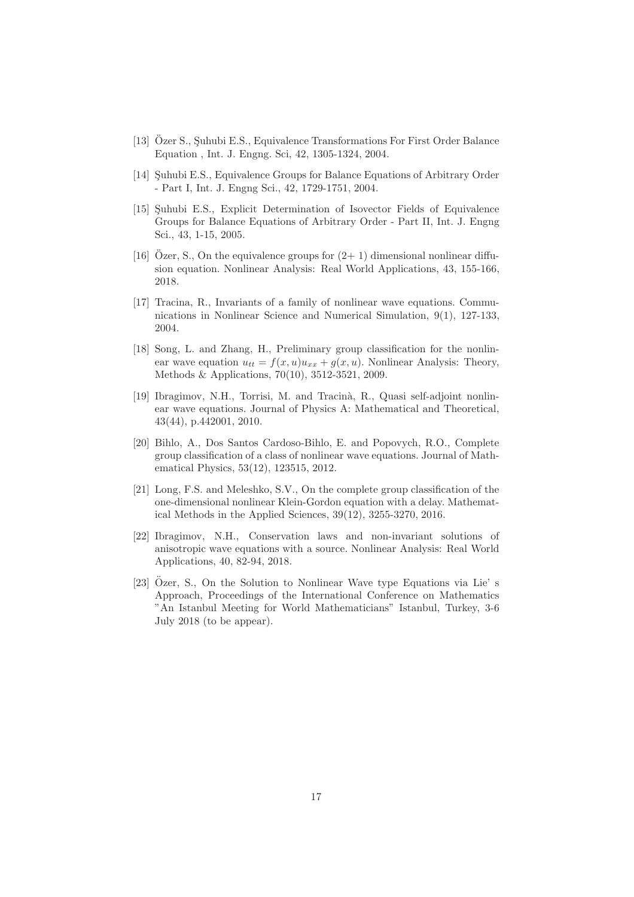[13] Özer S., Şuhubi E.S., Equivalence Transformations For First Order Balance Equation , Int. J. Engng. Sci, 42, 1305-1324, 2004.

[14] Şuhubi E.S., Equivalence Groups for Balance Equations of Arbitrary Order - Part I, Int. J. Engng Sci., 42, 1729-1751, 2004.

[15] Şuhubi E.S., Explicit Determination of Isovector Fields of Equivalence Groups for Balance Equations of Arbitrary Order - Part II, Int. J. Engng Sci., 43, 1-15, 2005.

[16] Özer, S., On the equivalence groups for (2+ 1) dimensional nonlinear diffusion equation. Nonlinear Analysis: Real World Applications, 43, 155-166, 2018.

[17] Tracina, R., Invariants of a family of nonlinear wave equations. Communications in Nonlinear Science and Numerical Simulation, 9(1), 127-133, 2004.

[18] Song, L. and Zhang, H., Preliminary group classification for the nonlinear wave equation $u_{tt} = f(x, u)u_{xx} + g(x, u)$. Nonlinear Analysis: Theory, Methods & Applications, 70(10), 3512-3521, 2009.

[19] Ibragimov, N.H., Torrisi, M. and Tracinà, R., Quasi self-adjoint nonlinear wave equations. Journal of Physics A: Mathematical and Theoretical, 43(44), p.442001, 2010.

[20] Bihlo, A., Dos Santos Cardoso-Bihlo, E. and Popovych, R.O., Complete group classification of a class of nonlinear wave equations. Journal of Mathematical Physics, 53(12), 123515, 2012.

[21] Long, F.S. and Meleshko, S.V., On the complete group classification of the one-dimensional nonlinear Klein-Gordon equation with a delay. Mathematical Methods in the Applied Sciences, 39(12), 3255-3270, 2016.

[22] Ibragimov, N.H., Conservation laws and non-invariant solutions of anisotropic wave equations with a source. Nonlinear Analysis: Real World Applications, 40, 82-94, 2018.

[23] Özer, S., On the Solution to Nonlinear Wave type Equations via Lie' s Approach, Proceedings of the International Conference on Mathematics "An Istanbul Meeting for World Mathematicians" Istanbul, Turkey, 3-6 July 2018 (to be appear).